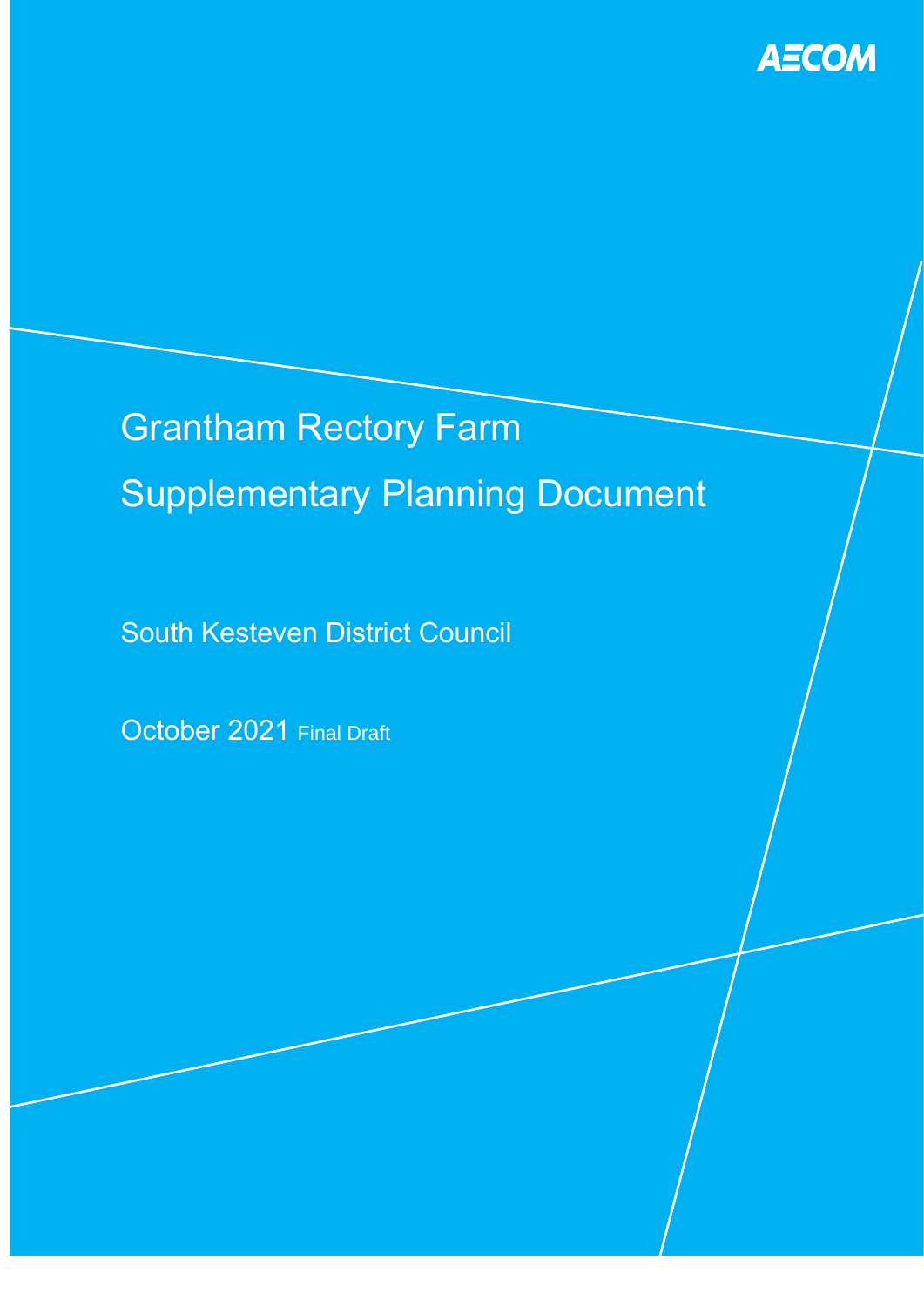AECOM

# Grantham Rectory Farm

# Supplementary Planning Document

South Kesteven District Council

October 2021 Final Draft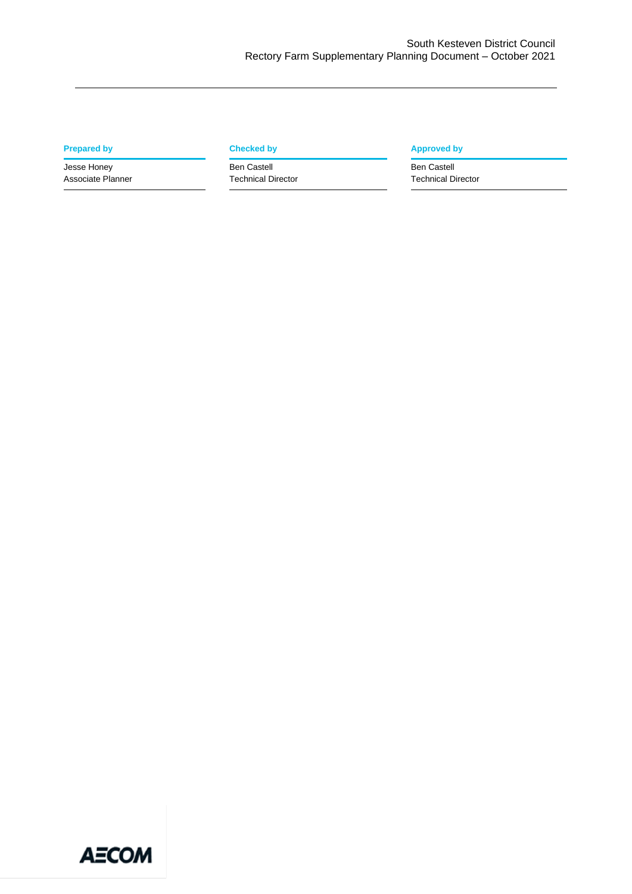| Prepared by | Checked by | Approved by |
| --- | --- | --- |
| Jesse Honey<br>Associate Planner | Ben Castell<br>Technical Director | Ben Castell<br>Technical Director |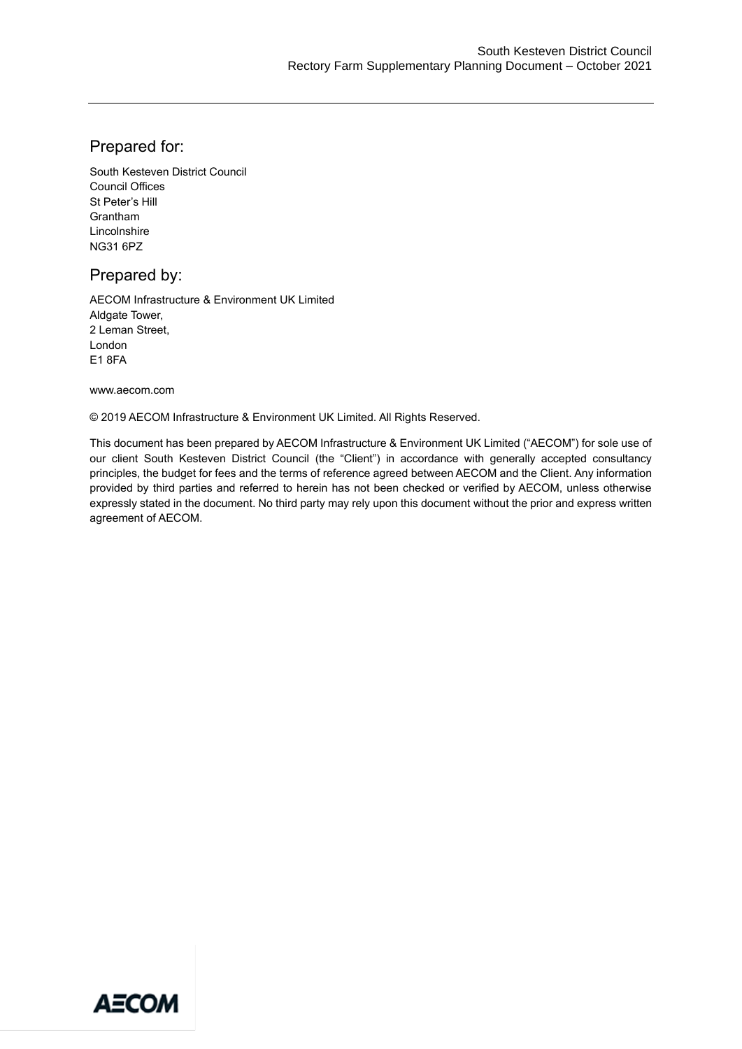## Prepared for:

South Kesteven District Council
Council Offices
St Peter's Hill
Grantham
Lincolnshire
NG31 6PZ

## Prepared by:

AECOM Infrastructure & Environment UK Limited
Aldgate Tower,
2 Leman Street,
London
E1 8FA

www.aecom.com

© 2019 AECOM Infrastructure & Environment UK Limited. All Rights Reserved.

This document has been prepared by AECOM Infrastructure & Environment UK Limited ("AECOM") for sole use of our client South Kesteven District Council (the "Client") in accordance with generally accepted consultancy principles, the budget for fees and the terms of reference agreed between AECOM and the Client. Any information provided by third parties and referred to herein has not been checked or verified by AECOM, unless otherwise expressly stated in the document. No third party may rely upon this document without the prior and express written agreement of AECOM.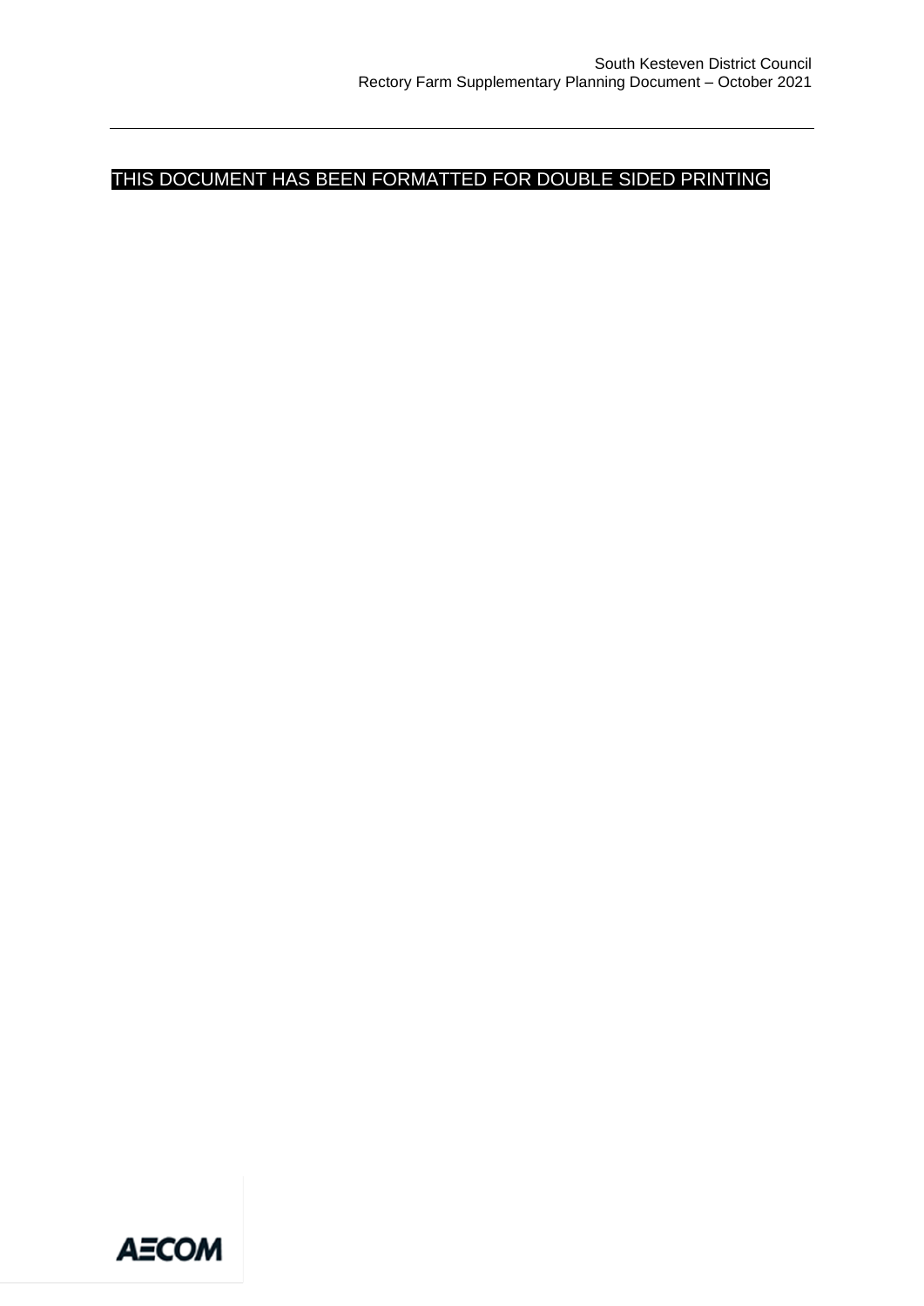THIS DOCUMENT HAS BEEN FORMATTED FOR DOUBLE SIDED PRINTING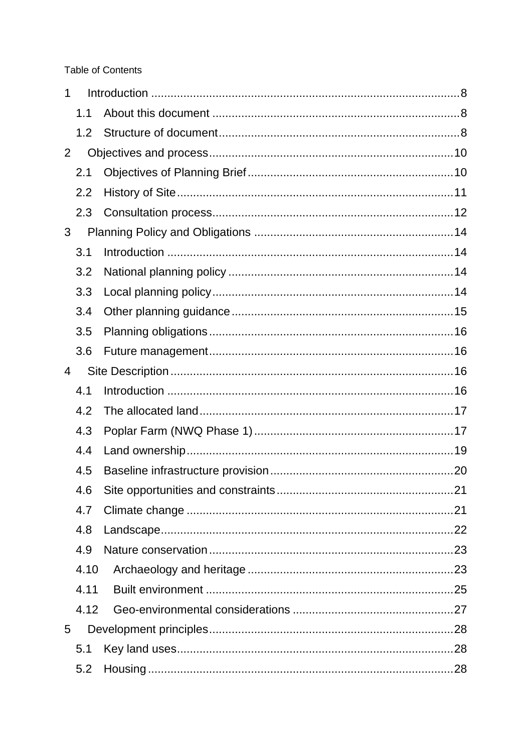Table of Contents

- 1 Introduction ........ 8
  - 1.1 About this document ........ 8
  - 1.2 Structure of document ........ 8
- 2 Objectives and process ........ 10
  - 2.1 Objectives of Planning Brief ........ 10
  - 2.2 History of Site ........ 11
  - 2.3 Consultation process ........ 12
- 3 Planning Policy and Obligations ........ 14
  - 3.1 Introduction ........ 14
  - 3.2 National planning policy ........ 14
  - 3.3 Local planning policy ........ 14
  - 3.4 Other planning guidance ........ 15
  - 3.5 Planning obligations ........ 16
  - 3.6 Future management ........ 16
- 4 Site Description ........ 16
  - 4.1 Introduction ........ 16
  - 4.2 The allocated land ........ 17
  - 4.3 Poplar Farm (NWQ Phase 1) ........ 17
  - 4.4 Land ownership ........ 19
  - 4.5 Baseline infrastructure provision ........ 20
  - 4.6 Site opportunities and constraints ........ 21
  - 4.7 Climate change ........ 21
  - 4.8 Landscape ........ 22
  - 4.9 Nature conservation ........ 23
  - 4.10 Archaeology and heritage ........ 23
  - 4.11 Built environment ........ 25
  - 4.12 Geo-environmental considerations ........ 27
- 5 Development principles ........ 28
  - 5.1 Key land uses ........ 28
  - 5.2 Housing ........ 28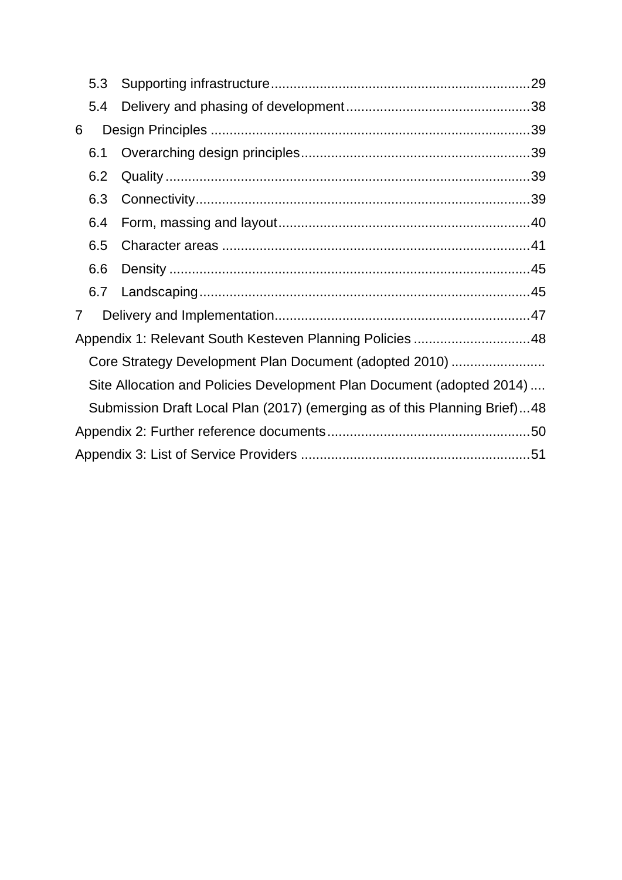5.3 Supporting infrastructure ........ 29

5.4 Delivery and phasing of development ........ 38

6 Design Principles ........ 39

6.1 Overarching design principles ........ 39

6.2 Quality ........ 39

6.3 Connectivity ........ 39

6.4 Form, massing and layout ........ 40

6.5 Character areas ........ 41

6.6 Density ........ 45

6.7 Landscaping ........ 45

7 Delivery and Implementation ........ 47

Appendix 1: Relevant South Kesteven Planning Policies ........ 48

Core Strategy Development Plan Document (adopted 2010) ........

Site Allocation and Policies Development Plan Document (adopted 2014) ....

Submission Draft Local Plan (2017) (emerging as of this Planning Brief) ... 48

Appendix 2: Further reference documents ........ 50

Appendix 3: List of Service Providers ........ 51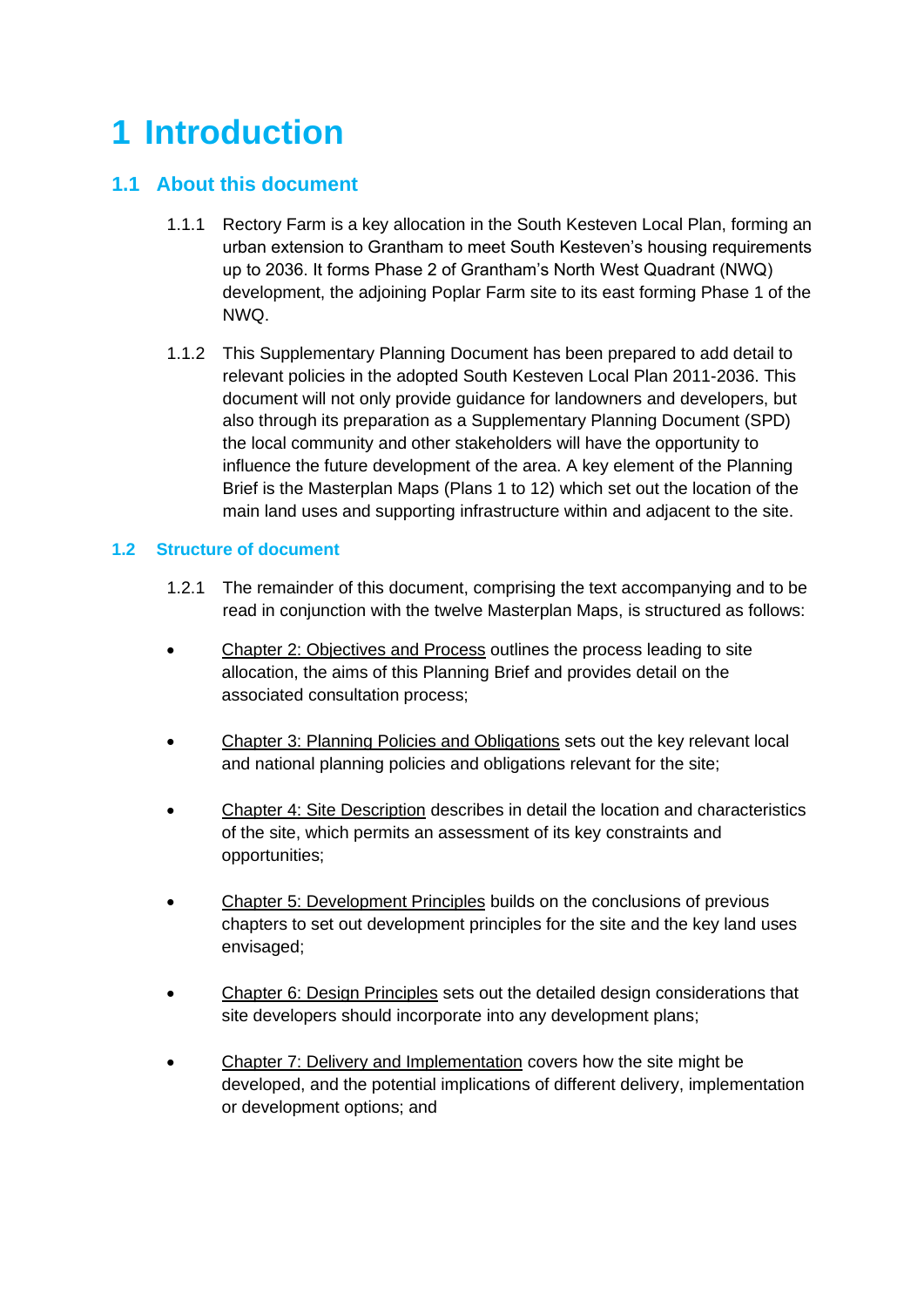# 1 Introduction

## 1.1 About this document

1.1.1 Rectory Farm is a key allocation in the South Kesteven Local Plan, forming an urban extension to Grantham to meet South Kesteven's housing requirements up to 2036. It forms Phase 2 of Grantham's North West Quadrant (NWQ) development, the adjoining Poplar Farm site to its east forming Phase 1 of the NWQ.

1.1.2 This Supplementary Planning Document has been prepared to add detail to relevant policies in the adopted South Kesteven Local Plan 2011-2036. This document will not only provide guidance for landowners and developers, but also through its preparation as a Supplementary Planning Document (SPD) the local community and other stakeholders will have the opportunity to influence the future development of the area. A key element of the Planning Brief is the Masterplan Maps (Plans 1 to 12) which set out the location of the main land uses and supporting infrastructure within and adjacent to the site.

## 1.2 Structure of document

1.2.1 The remainder of this document, comprising the text accompanying and to be read in conjunction with the twelve Masterplan Maps, is structured as follows:

- Chapter 2: Objectives and Process outlines the process leading to site allocation, the aims of this Planning Brief and provides detail on the associated consultation process;
- Chapter 3: Planning Policies and Obligations sets out the key relevant local and national planning policies and obligations relevant for the site;
- Chapter 4: Site Description describes in detail the location and characteristics of the site, which permits an assessment of its key constraints and opportunities;
- Chapter 5: Development Principles builds on the conclusions of previous chapters to set out development principles for the site and the key land uses envisaged;
- Chapter 6: Design Principles sets out the detailed design considerations that site developers should incorporate into any development plans;
- Chapter 7: Delivery and Implementation covers how the site might be developed, and the potential implications of different delivery, implementation or development options; and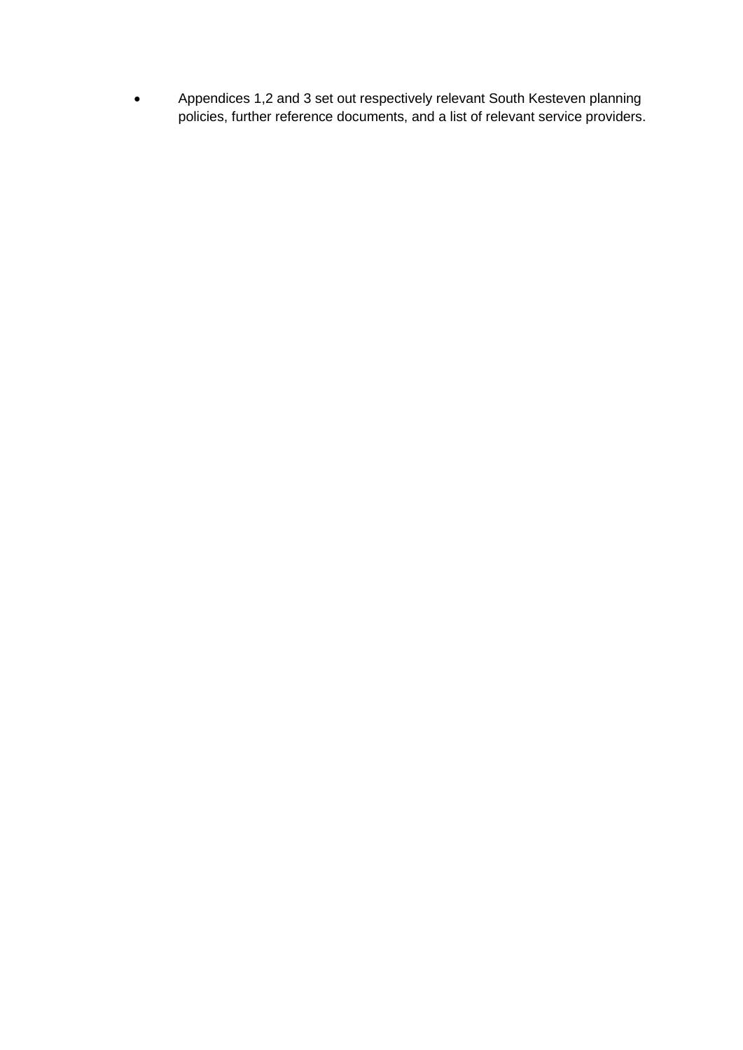- Appendices 1,2 and 3 set out respectively relevant South Kesteven planning policies, further reference documents, and a list of relevant service providers.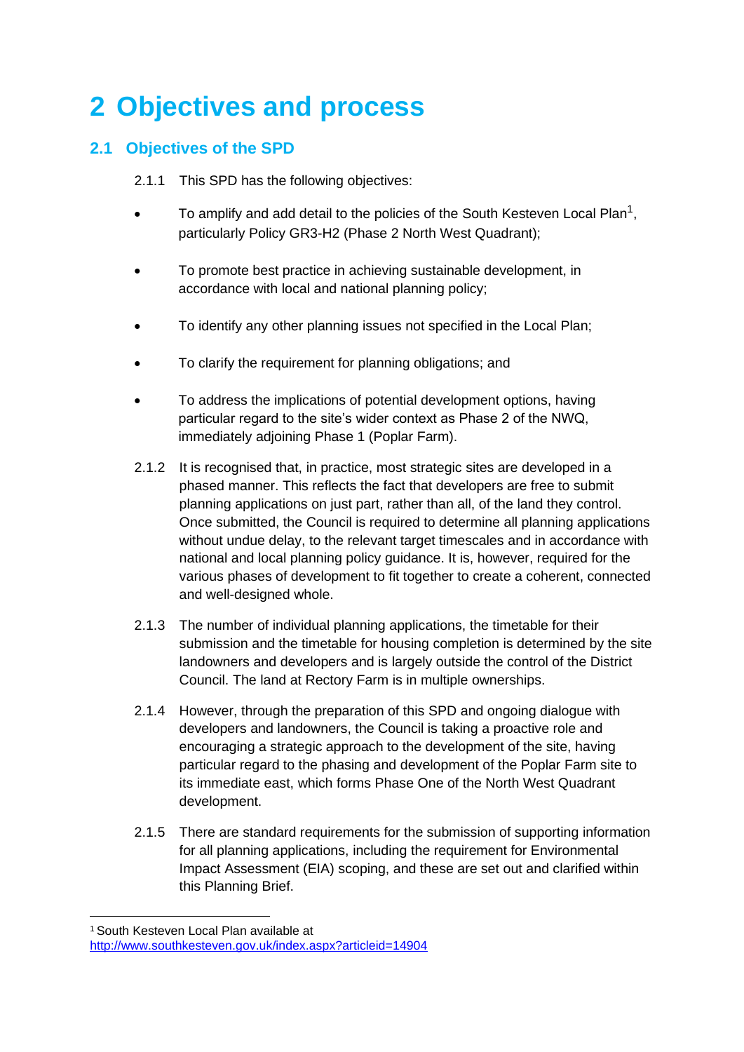# 2 Objectives and process

## 2.1 Objectives of the SPD

2.1.1 This SPD has the following objectives:

- To amplify and add detail to the policies of the South Kesteven Local Plan[1], particularly Policy GR3-H2 (Phase 2 North West Quadrant);
- To promote best practice in achieving sustainable development, in accordance with local and national planning policy;
- To identify any other planning issues not specified in the Local Plan;
- To clarify the requirement for planning obligations; and
- To address the implications of potential development options, having particular regard to the site's wider context as Phase 2 of the NWQ, immediately adjoining Phase 1 (Poplar Farm).

2.1.2 It is recognised that, in practice, most strategic sites are developed in a phased manner. This reflects the fact that developers are free to submit planning applications on just part, rather than all, of the land they control. Once submitted, the Council is required to determine all planning applications without undue delay, to the relevant target timescales and in accordance with national and local planning policy guidance. It is, however, required for the various phases of development to fit together to create a coherent, connected and well-designed whole.

2.1.3 The number of individual planning applications, the timetable for their submission and the timetable for housing completion is determined by the site landowners and developers and is largely outside the control of the District Council. The land at Rectory Farm is in multiple ownerships.

2.1.4 However, through the preparation of this SPD and ongoing dialogue with developers and landowners, the Council is taking a proactive role and encouraging a strategic approach to the development of the site, having particular regard to the phasing and development of the Poplar Farm site to its immediate east, which forms Phase One of the North West Quadrant development.

2.1.5 There are standard requirements for the submission of supporting information for all planning applications, including the requirement for Environmental Impact Assessment (EIA) scoping, and these are set out and clarified within this Planning Brief.

---

[1] South Kesteven Local Plan available at http://www.southkesteven.gov.uk/index.aspx?articleid=14904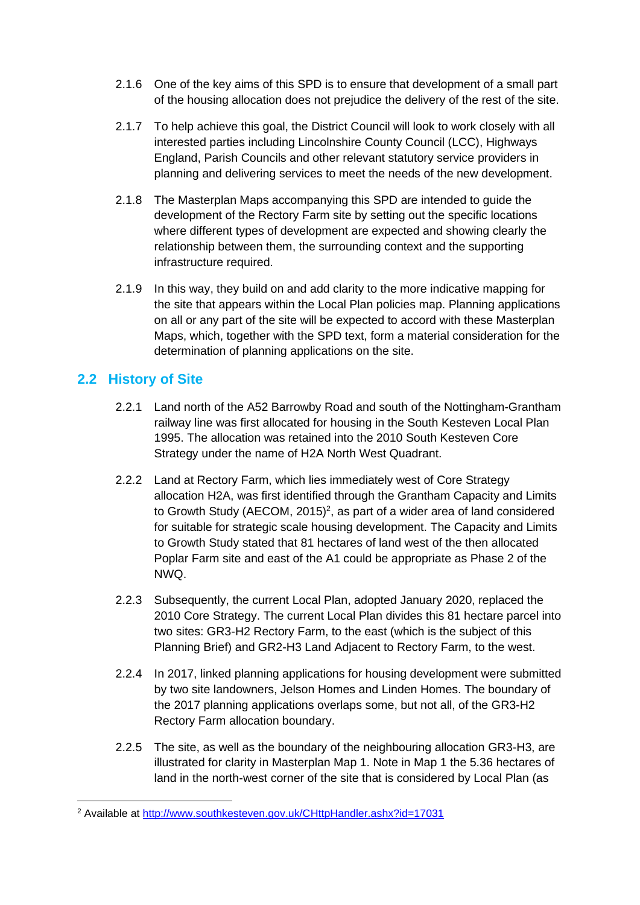2.1.6 One of the key aims of this SPD is to ensure that development of a small part of the housing allocation does not prejudice the delivery of the rest of the site.

2.1.7 To help achieve this goal, the District Council will look to work closely with all interested parties including Lincolnshire County Council (LCC), Highways England, Parish Councils and other relevant statutory service providers in planning and delivering services to meet the needs of the new development.

2.1.8 The Masterplan Maps accompanying this SPD are intended to guide the development of the Rectory Farm site by setting out the specific locations where different types of development are expected and showing clearly the relationship between them, the surrounding context and the supporting infrastructure required.

2.1.9 In this way, they build on and add clarity to the more indicative mapping for the site that appears within the Local Plan policies map. Planning applications on all or any part of the site will be expected to accord with these Masterplan Maps, which, together with the SPD text, form a material consideration for the determination of planning applications on the site.

## 2.2 History of Site

2.2.1 Land north of the A52 Barrowby Road and south of the Nottingham-Grantham railway line was first allocated for housing in the South Kesteven Local Plan 1995. The allocation was retained into the 2010 South Kesteven Core Strategy under the name of H2A North West Quadrant.

2.2.2 Land at Rectory Farm, which lies immediately west of Core Strategy allocation H2A, was first identified through the Grantham Capacity and Limits to Growth Study (AECOM, 2015)[2], as part of a wider area of land considered for suitable for strategic scale housing development. The Capacity and Limits to Growth Study stated that 81 hectares of land west of the then allocated Poplar Farm site and east of the A1 could be appropriate as Phase 2 of the NWQ.

2.2.3 Subsequently, the current Local Plan, adopted January 2020, replaced the 2010 Core Strategy. The current Local Plan divides this 81 hectare parcel into two sites: GR3-H2 Rectory Farm, to the east (which is the subject of this Planning Brief) and GR2-H3 Land Adjacent to Rectory Farm, to the west.

2.2.4 In 2017, linked planning applications for housing development were submitted by two site landowners, Jelson Homes and Linden Homes. The boundary of the 2017 planning applications overlaps some, but not all, of the GR3-H2 Rectory Farm allocation boundary.

2.2.5 The site, as well as the boundary of the neighbouring allocation GR3-H3, are illustrated for clarity in Masterplan Map 1. Note in Map 1 the 5.36 hectares of land in the north-west corner of the site that is considered by Local Plan (as

[2] Available at http://www.southkesteven.gov.uk/CHttpHandler.ashx?id=17031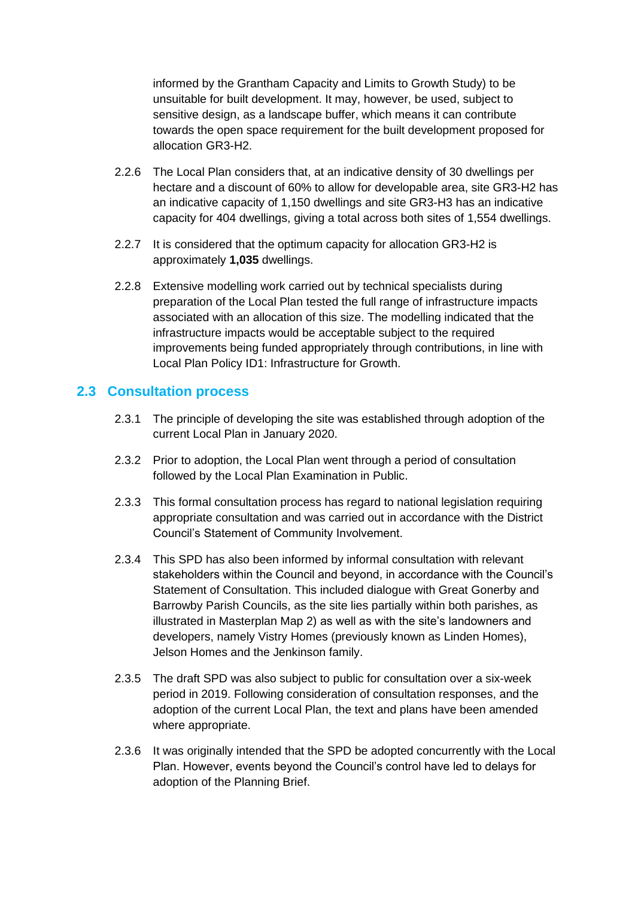informed by the Grantham Capacity and Limits to Growth Study) to be unsuitable for built development. It may, however, be used, subject to sensitive design, as a landscape buffer, which means it can contribute towards the open space requirement for the built development proposed for allocation GR3-H2.

2.2.6 The Local Plan considers that, at an indicative density of 30 dwellings per hectare and a discount of 60% to allow for developable area, site GR3-H2 has an indicative capacity of 1,150 dwellings and site GR3-H3 has an indicative capacity for 404 dwellings, giving a total across both sites of 1,554 dwellings.

2.2.7 It is considered that the optimum capacity for allocation GR3-H2 is approximately **1,035** dwellings.

2.2.8 Extensive modelling work carried out by technical specialists during preparation of the Local Plan tested the full range of infrastructure impacts associated with an allocation of this size. The modelling indicated that the infrastructure impacts would be acceptable subject to the required improvements being funded appropriately through contributions, in line with Local Plan Policy ID1: Infrastructure for Growth.

## 2.3 Consultation process

2.3.1 The principle of developing the site was established through adoption of the current Local Plan in January 2020.

2.3.2 Prior to adoption, the Local Plan went through a period of consultation followed by the Local Plan Examination in Public.

2.3.3 This formal consultation process has regard to national legislation requiring appropriate consultation and was carried out in accordance with the District Council's Statement of Community Involvement.

2.3.4 This SPD has also been informed by informal consultation with relevant stakeholders within the Council and beyond, in accordance with the Council's Statement of Consultation. This included dialogue with Great Gonerby and Barrowby Parish Councils, as the site lies partially within both parishes, as illustrated in Masterplan Map 2) as well as with the site's landowners and developers, namely Vistry Homes (previously known as Linden Homes), Jelson Homes and the Jenkinson family.

2.3.5 The draft SPD was also subject to public for consultation over a six-week period in 2019. Following consideration of consultation responses, and the adoption of the current Local Plan, the text and plans have been amended where appropriate.

2.3.6 It was originally intended that the SPD be adopted concurrently with the Local Plan. However, events beyond the Council's control have led to delays for adoption of the Planning Brief.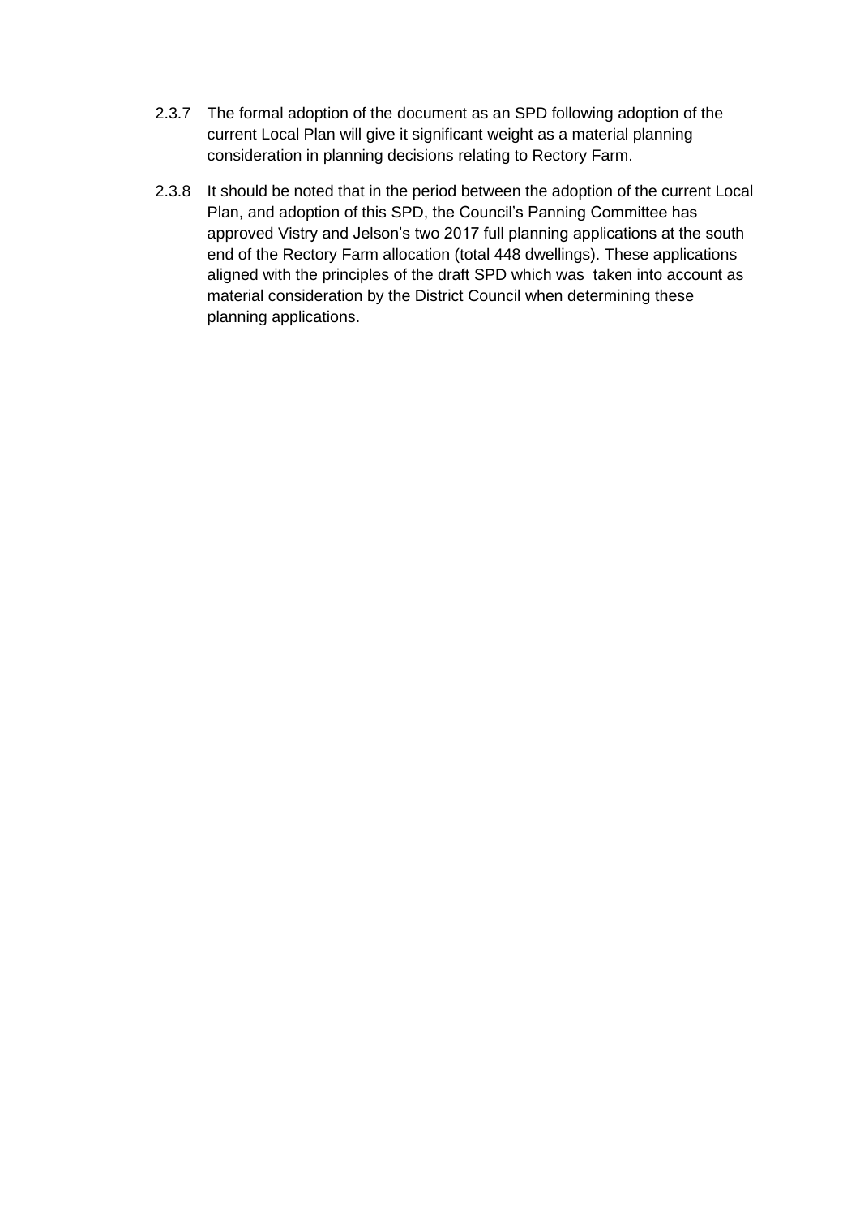2.3.7 The formal adoption of the document as an SPD following adoption of the current Local Plan will give it significant weight as a material planning consideration in planning decisions relating to Rectory Farm.

2.3.8 It should be noted that in the period between the adoption of the current Local Plan, and adoption of this SPD, the Council's Panning Committee has approved Vistry and Jelson's two 2017 full planning applications at the south end of the Rectory Farm allocation (total 448 dwellings). These applications aligned with the principles of the draft SPD which was taken into account as material consideration by the District Council when determining these planning applications.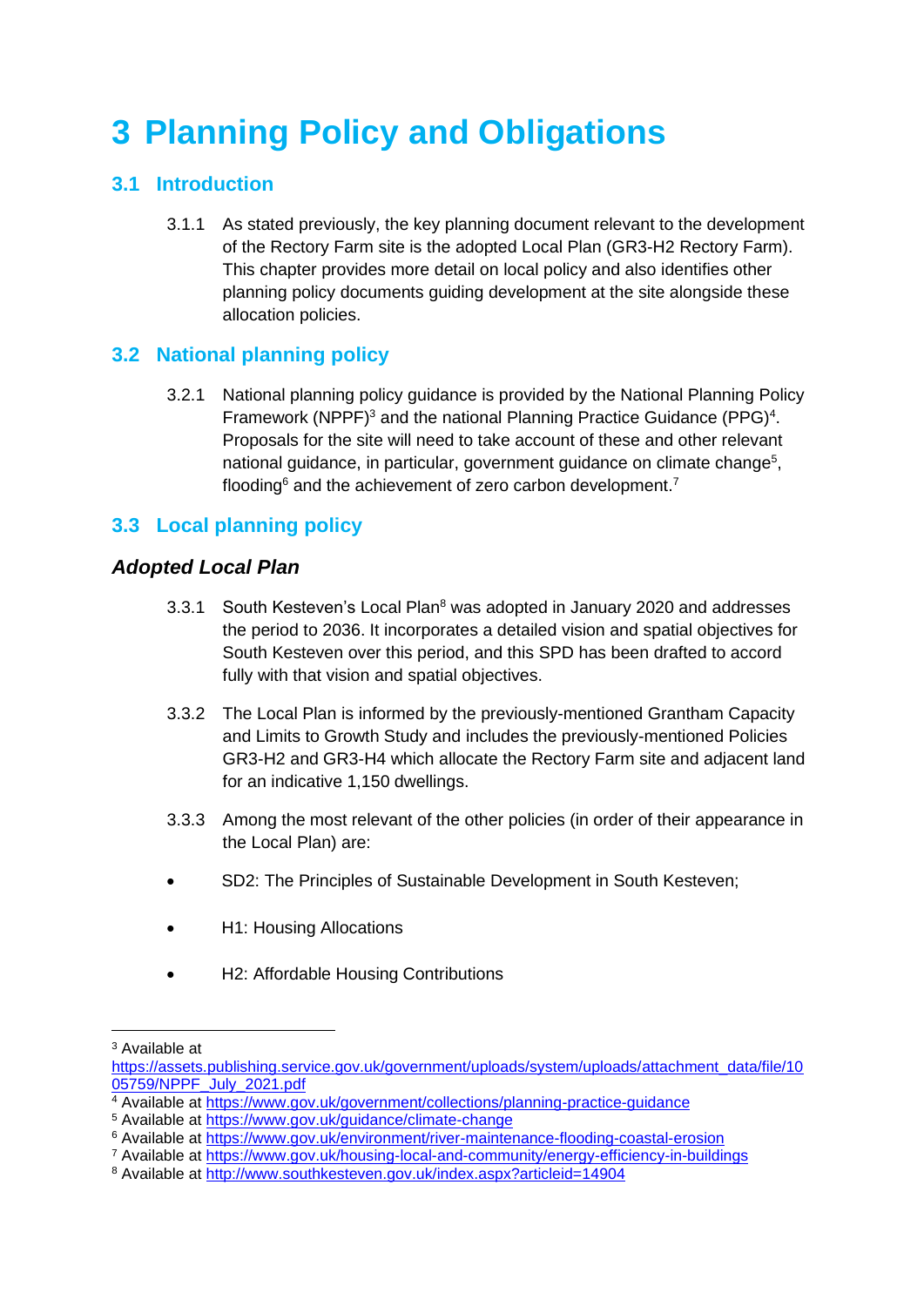# 3 Planning Policy and Obligations

## 3.1 Introduction

3.1.1 As stated previously, the key planning document relevant to the development of the Rectory Farm site is the adopted Local Plan (GR3-H2 Rectory Farm). This chapter provides more detail on local policy and also identifies other planning policy documents guiding development at the site alongside these allocation policies.

## 3.2 National planning policy

3.2.1 National planning policy guidance is provided by the National Planning Policy Framework (NPPF)[3] and the national Planning Practice Guidance (PPG)[4]. Proposals for the site will need to take account of these and other relevant national guidance, in particular, government guidance on climate change[5], flooding[6] and the achievement of zero carbon development.[7]

## 3.3 Local planning policy

### *Adopted Local Plan*

3.3.1 South Kesteven's Local Plan[8] was adopted in January 2020 and addresses the period to 2036. It incorporates a detailed vision and spatial objectives for South Kesteven over this period, and this SPD has been drafted to accord fully with that vision and spatial objectives.

3.3.2 The Local Plan is informed by the previously-mentioned Grantham Capacity and Limits to Growth Study and includes the previously-mentioned Policies GR3-H2 and GR3-H4 which allocate the Rectory Farm site and adjacent land for an indicative 1,150 dwellings.

3.3.3 Among the most relevant of the other policies (in order of their appearance in the Local Plan) are:

- SD2: The Principles of Sustainable Development in South Kesteven;
- H1: Housing Allocations
- H2: Affordable Housing Contributions

---

[3] Available at https://assets.publishing.service.gov.uk/government/uploads/system/uploads/attachment_data/file/1005759/NPPF_July_2021.pdf

[4] Available at https://www.gov.uk/government/collections/planning-practice-guidance

[5] Available at https://www.gov.uk/guidance/climate-change

[6] Available at https://www.gov.uk/environment/river-maintenance-flooding-coastal-erosion

[7] Available at https://www.gov.uk/housing-local-and-community/energy-efficiency-in-buildings

[8] Available at http://www.southkesteven.gov.uk/index.aspx?articleid=14904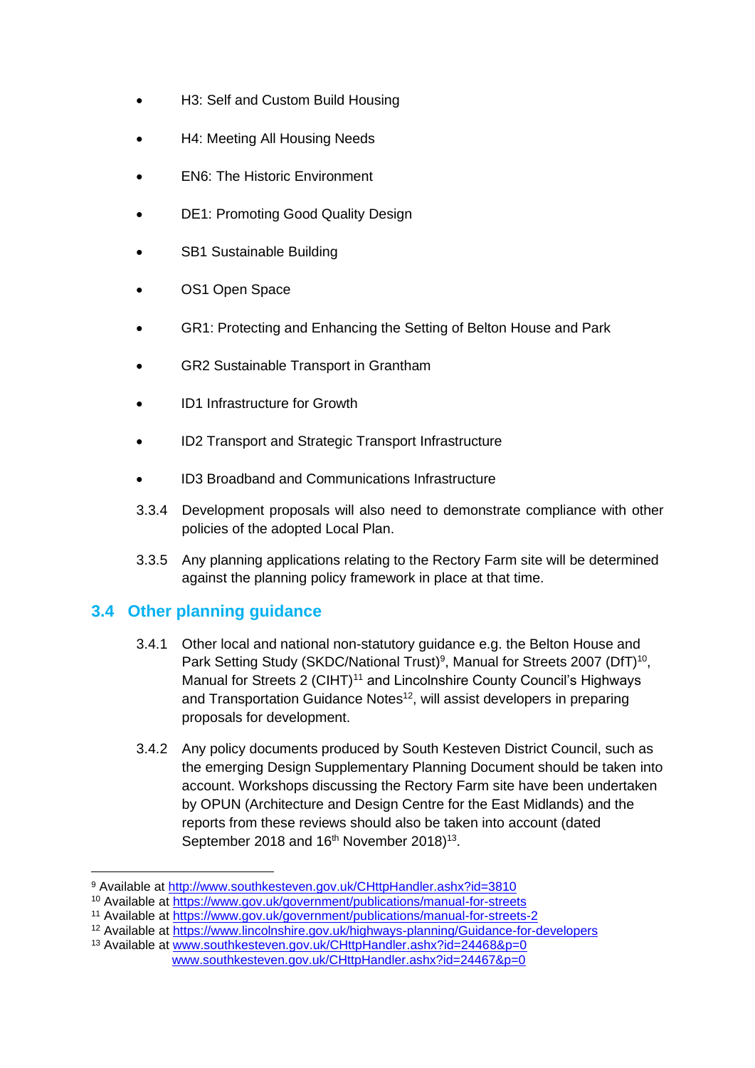- H3: Self and Custom Build Housing
- H4: Meeting All Housing Needs
- EN6: The Historic Environment
- DE1: Promoting Good Quality Design
- SB1 Sustainable Building
- OS1 Open Space
- GR1: Protecting and Enhancing the Setting of Belton House and Park
- GR2 Sustainable Transport in Grantham
- ID1 Infrastructure for Growth
- ID2 Transport and Strategic Transport Infrastructure
- ID3 Broadband and Communications Infrastructure

3.3.4 Development proposals will also need to demonstrate compliance with other policies of the adopted Local Plan.

3.3.5 Any planning applications relating to the Rectory Farm site will be determined against the planning policy framework in place at that time.

## 3.4 Other planning guidance

3.4.1 Other local and national non-statutory guidance e.g. the Belton House and Park Setting Study (SKDC/National Trust)[9], Manual for Streets 2007 (DfT)[10], Manual for Streets 2 (CIHT)[11] and Lincolnshire County Council's Highways and Transportation Guidance Notes[12], will assist developers in preparing proposals for development.

3.4.2 Any policy documents produced by South Kesteven District Council, such as the emerging Design Supplementary Planning Document should be taken into account. Workshops discussing the Rectory Farm site have been undertaken by OPUN (Architecture and Design Centre for the East Midlands) and the reports from these reviews should also be taken into account (dated September 2018 and 16th November 2018)[13].

---

[9] Available at http://www.southkesteven.gov.uk/CHttpHandler.ashx?id=3810
[10] Available at https://www.gov.uk/government/publications/manual-for-streets
[11] Available at https://www.gov.uk/government/publications/manual-for-streets-2
[12] Available at https://www.lincolnshire.gov.uk/highways-planning/Guidance-for-developers
[13] Available at www.southkesteven.gov.uk/CHttpHandler.ashx?id=24468&p=0
www.southkesteven.gov.uk/CHttpHandler.ashx?id=24467&p=0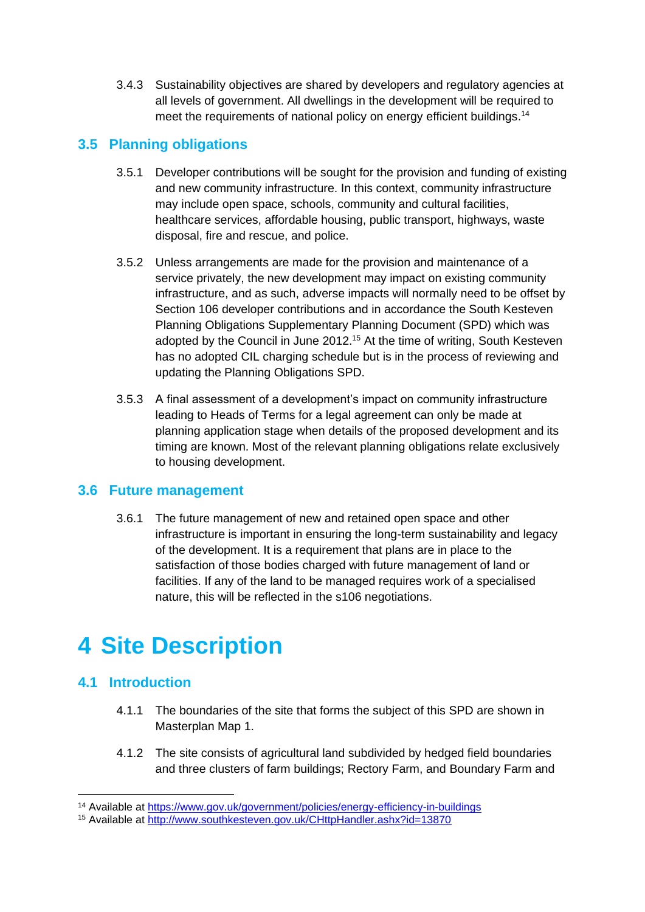3.4.3 Sustainability objectives are shared by developers and regulatory agencies at all levels of government. All dwellings in the development will be required to meet the requirements of national policy on energy efficient buildings.[14]

## 3.5 Planning obligations

3.5.1 Developer contributions will be sought for the provision and funding of existing and new community infrastructure. In this context, community infrastructure may include open space, schools, community and cultural facilities, healthcare services, affordable housing, public transport, highways, waste disposal, fire and rescue, and police.

3.5.2 Unless arrangements are made for the provision and maintenance of a service privately, the new development may impact on existing community infrastructure, and as such, adverse impacts will normally need to be offset by Section 106 developer contributions and in accordance the South Kesteven Planning Obligations Supplementary Planning Document (SPD) which was adopted by the Council in June 2012.[15] At the time of writing, South Kesteven has no adopted CIL charging schedule but is in the process of reviewing and updating the Planning Obligations SPD.

3.5.3 A final assessment of a development's impact on community infrastructure leading to Heads of Terms for a legal agreement can only be made at planning application stage when details of the proposed development and its timing are known. Most of the relevant planning obligations relate exclusively to housing development.

## 3.6 Future management

3.6.1 The future management of new and retained open space and other infrastructure is important in ensuring the long-term sustainability and legacy of the development. It is a requirement that plans are in place to the satisfaction of those bodies charged with future management of land or facilities. If any of the land to be managed requires work of a specialised nature, this will be reflected in the s106 negotiations.

# 4 Site Description

## 4.1 Introduction

4.1.1 The boundaries of the site that forms the subject of this SPD are shown in Masterplan Map 1.

4.1.2 The site consists of agricultural land subdivided by hedged field boundaries and three clusters of farm buildings; Rectory Farm, and Boundary Farm and

---

[14] Available at https://www.gov.uk/government/policies/energy-efficiency-in-buildings

[15] Available at http://www.southkesteven.gov.uk/CHttpHandler.ashx?id=13870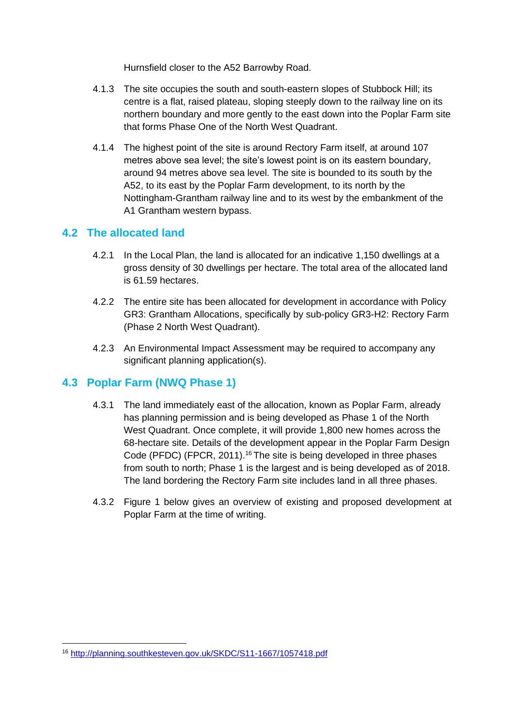Hurnsfield closer to the A52 Barrowby Road.

4.1.3 The site occupies the south and south-eastern slopes of Stubbock Hill; its centre is a flat, raised plateau, sloping steeply down to the railway line on its northern boundary and more gently to the east down into the Poplar Farm site that forms Phase One of the North West Quadrant.

4.1.4 The highest point of the site is around Rectory Farm itself, at around 107 metres above sea level; the site's lowest point is on its eastern boundary, around 94 metres above sea level. The site is bounded to its south by the A52, to its east by the Poplar Farm development, to its north by the Nottingham-Grantham railway line and to its west by the embankment of the A1 Grantham western bypass.

## 4.2 The allocated land

4.2.1 In the Local Plan, the land is allocated for an indicative 1,150 dwellings at a gross density of 30 dwellings per hectare. The total area of the allocated land is 61.59 hectares.

4.2.2 The entire site has been allocated for development in accordance with Policy GR3: Grantham Allocations, specifically by sub-policy GR3-H2: Rectory Farm (Phase 2 North West Quadrant).

4.2.3 An Environmental Impact Assessment may be required to accompany any significant planning application(s).

## 4.3 Poplar Farm (NWQ Phase 1)

4.3.1 The land immediately east of the allocation, known as Poplar Farm, already has planning permission and is being developed as Phase 1 of the North West Quadrant. Once complete, it will provide 1,800 new homes across the 68-hectare site. Details of the development appear in the Poplar Farm Design Code (PFDC) (FPCR, 2011).[16] The site is being developed in three phases from south to north; Phase 1 is the largest and is being developed as of 2018. The land bordering the Rectory Farm site includes land in all three phases.

4.3.2 Figure 1 below gives an overview of existing and proposed development at Poplar Farm at the time of writing.

[16] http://planning.southkesteven.gov.uk/SKDC/S11-1667/1057418.pdf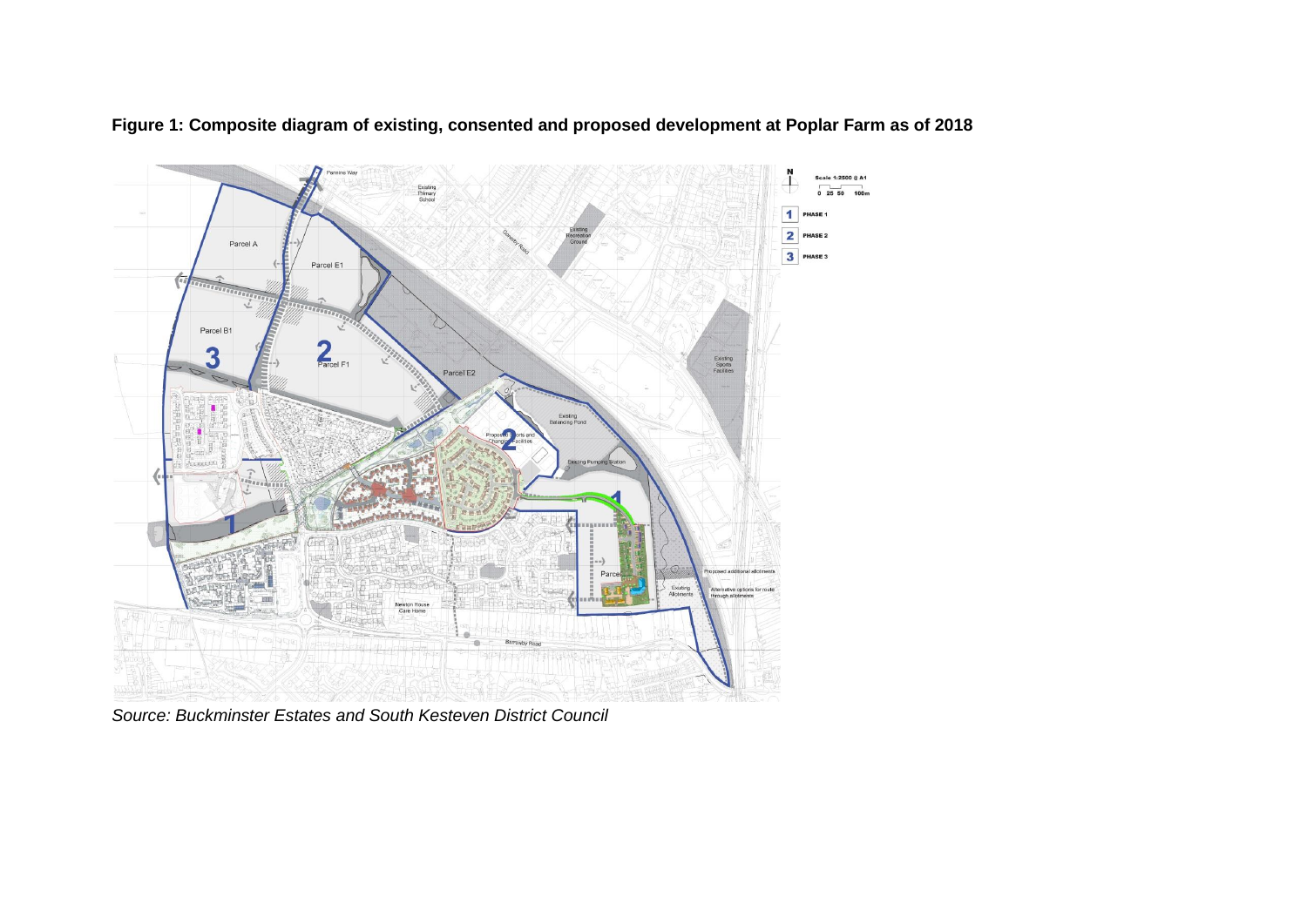**Figure 1: Composite diagram of existing, consented and proposed development at Poplar Farm as of 2018**

*Source: Buckminster Estates and South Kesteven District Council*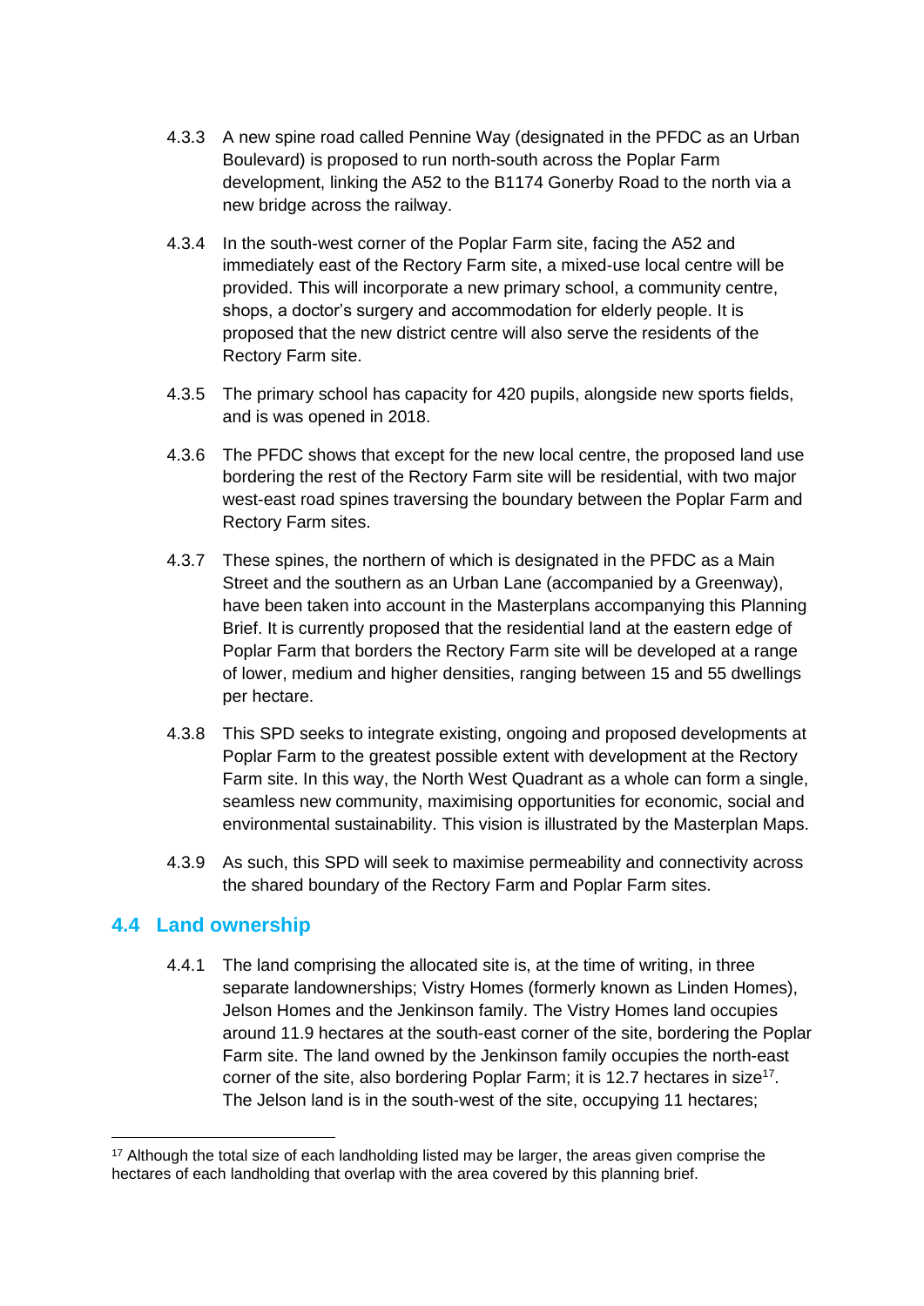4.3.3 A new spine road called Pennine Way (designated in the PFDC as an Urban Boulevard) is proposed to run north-south across the Poplar Farm development, linking the A52 to the B1174 Gonerby Road to the north via a new bridge across the railway.

4.3.4 In the south-west corner of the Poplar Farm site, facing the A52 and immediately east of the Rectory Farm site, a mixed-use local centre will be provided. This will incorporate a new primary school, a community centre, shops, a doctor's surgery and accommodation for elderly people. It is proposed that the new district centre will also serve the residents of the Rectory Farm site.

4.3.5 The primary school has capacity for 420 pupils, alongside new sports fields, and is was opened in 2018.

4.3.6 The PFDC shows that except for the new local centre, the proposed land use bordering the rest of the Rectory Farm site will be residential, with two major west-east road spines traversing the boundary between the Poplar Farm and Rectory Farm sites.

4.3.7 These spines, the northern of which is designated in the PFDC as a Main Street and the southern as an Urban Lane (accompanied by a Greenway), have been taken into account in the Masterplans accompanying this Planning Brief. It is currently proposed that the residential land at the eastern edge of Poplar Farm that borders the Rectory Farm site will be developed at a range of lower, medium and higher densities, ranging between 15 and 55 dwellings per hectare.

4.3.8 This SPD seeks to integrate existing, ongoing and proposed developments at Poplar Farm to the greatest possible extent with development at the Rectory Farm site. In this way, the North West Quadrant as a whole can form a single, seamless new community, maximising opportunities for economic, social and environmental sustainability. This vision is illustrated by the Masterplan Maps.

4.3.9 As such, this SPD will seek to maximise permeability and connectivity across the shared boundary of the Rectory Farm and Poplar Farm sites.

## 4.4 Land ownership

4.4.1 The land comprising the allocated site is, at the time of writing, in three separate landownerships; Vistry Homes (formerly known as Linden Homes), Jelson Homes and the Jenkinson family. The Vistry Homes land occupies around 11.9 hectares at the south-east corner of the site, bordering the Poplar Farm site. The land owned by the Jenkinson family occupies the north-east corner of the site, also bordering Poplar Farm; it is 12.7 hectares in size[17]. The Jelson land is in the south-west of the site, occupying 11 hectares;

[17] Although the total size of each landholding listed may be larger, the areas given comprise the hectares of each landholding that overlap with the area covered by this planning brief.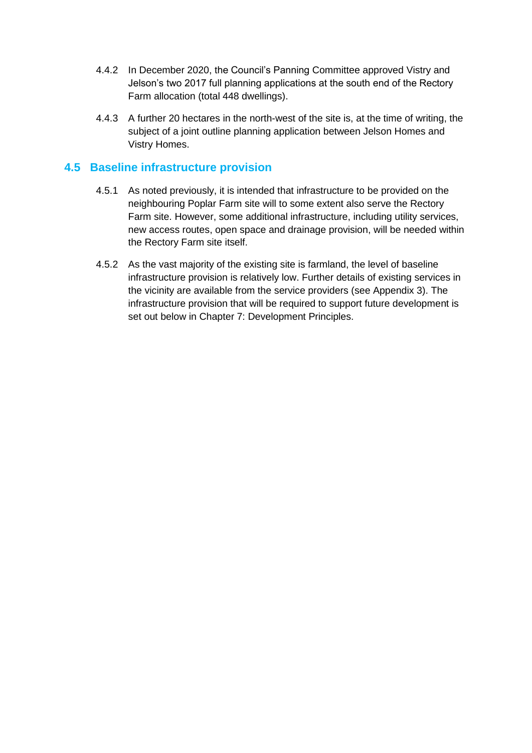4.4.2 In December 2020, the Council's Panning Committee approved Vistry and Jelson's two 2017 full planning applications at the south end of the Rectory Farm allocation (total 448 dwellings).

4.4.3 A further 20 hectares in the north-west of the site is, at the time of writing, the subject of a joint outline planning application between Jelson Homes and Vistry Homes.

## 4.5 Baseline infrastructure provision

4.5.1 As noted previously, it is intended that infrastructure to be provided on the neighbouring Poplar Farm site will to some extent also serve the Rectory Farm site. However, some additional infrastructure, including utility services, new access routes, open space and drainage provision, will be needed within the Rectory Farm site itself.

4.5.2 As the vast majority of the existing site is farmland, the level of baseline infrastructure provision is relatively low. Further details of existing services in the vicinity are available from the service providers (see Appendix 3). The infrastructure provision that will be required to support future development is set out below in Chapter 7: Development Principles.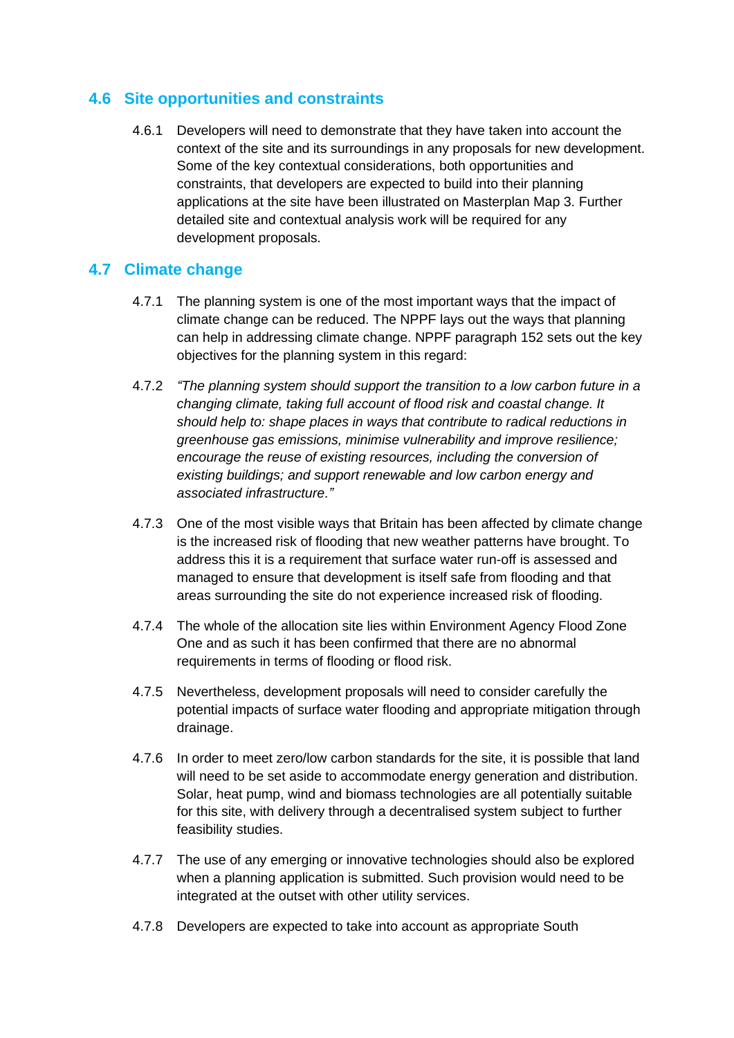## 4.6 Site opportunities and constraints

4.6.1 Developers will need to demonstrate that they have taken into account the context of the site and its surroundings in any proposals for new development. Some of the key contextual considerations, both opportunities and constraints, that developers are expected to build into their planning applications at the site have been illustrated on Masterplan Map 3. Further detailed site and contextual analysis work will be required for any development proposals.

## 4.7 Climate change

4.7.1 The planning system is one of the most important ways that the impact of climate change can be reduced. The NPPF lays out the ways that planning can help in addressing climate change. NPPF paragraph 152 sets out the key objectives for the planning system in this regard:

4.7.2 *"The planning system should support the transition to a low carbon future in a changing climate, taking full account of flood risk and coastal change. It should help to: shape places in ways that contribute to radical reductions in greenhouse gas emissions, minimise vulnerability and improve resilience; encourage the reuse of existing resources, including the conversion of existing buildings; and support renewable and low carbon energy and associated infrastructure."*

4.7.3 One of the most visible ways that Britain has been affected by climate change is the increased risk of flooding that new weather patterns have brought. To address this it is a requirement that surface water run-off is assessed and managed to ensure that development is itself safe from flooding and that areas surrounding the site do not experience increased risk of flooding.

4.7.4 The whole of the allocation site lies within Environment Agency Flood Zone One and as such it has been confirmed that there are no abnormal requirements in terms of flooding or flood risk.

4.7.5 Nevertheless, development proposals will need to consider carefully the potential impacts of surface water flooding and appropriate mitigation through drainage.

4.7.6 In order to meet zero/low carbon standards for the site, it is possible that land will need to be set aside to accommodate energy generation and distribution. Solar, heat pump, wind and biomass technologies are all potentially suitable for this site, with delivery through a decentralised system subject to further feasibility studies.

4.7.7 The use of any emerging or innovative technologies should also be explored when a planning application is submitted. Such provision would need to be integrated at the outset with other utility services.

4.7.8 Developers are expected to take into account as appropriate South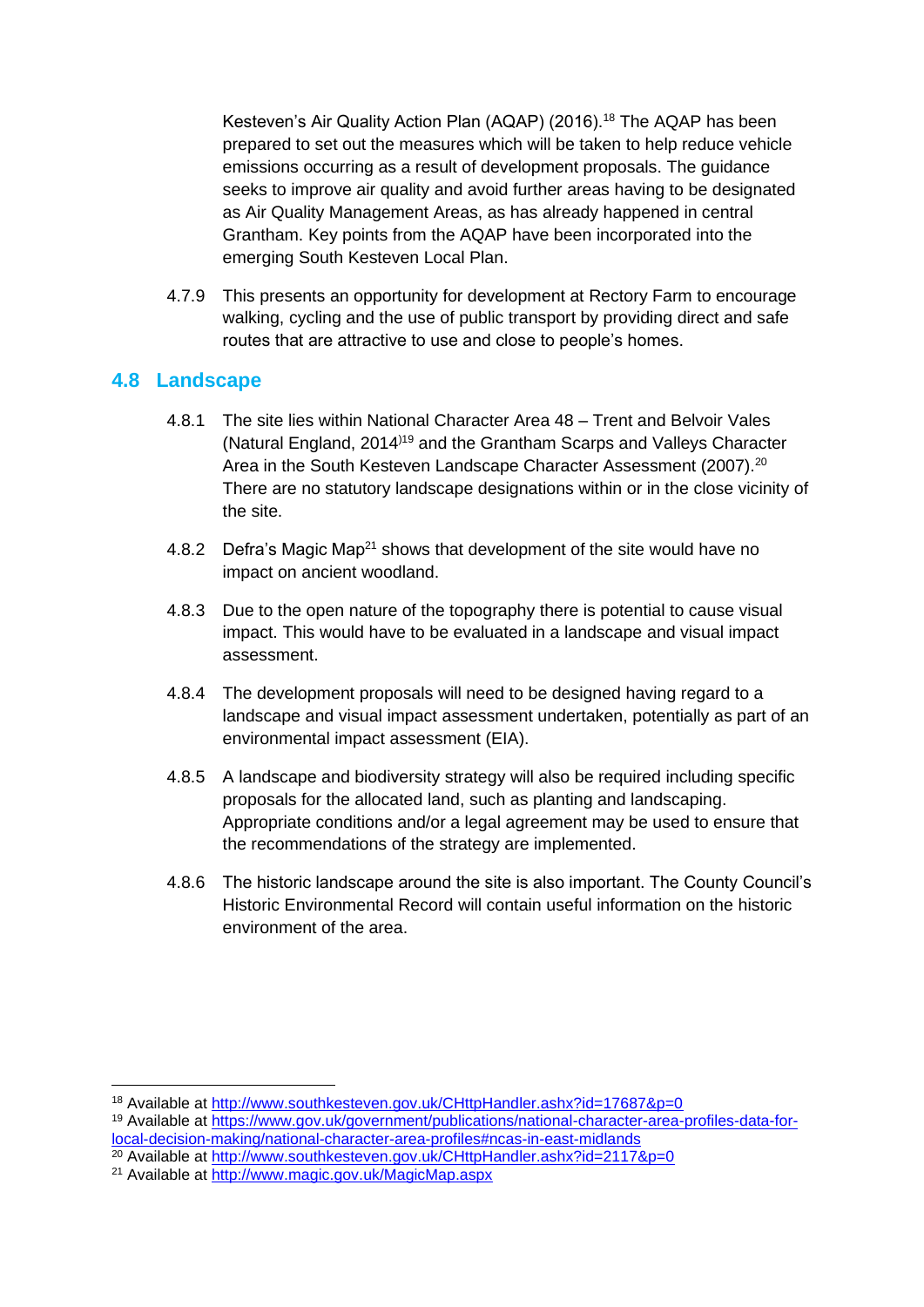Kesteven's Air Quality Action Plan (AQAP) (2016).[18] The AQAP has been prepared to set out the measures which will be taken to help reduce vehicle emissions occurring as a result of development proposals. The guidance seeks to improve air quality and avoid further areas having to be designated as Air Quality Management Areas, as has already happened in central Grantham. Key points from the AQAP have been incorporated into the emerging South Kesteven Local Plan.

4.7.9 This presents an opportunity for development at Rectory Farm to encourage walking, cycling and the use of public transport by providing direct and safe routes that are attractive to use and close to people's homes.

## 4.8 Landscape

4.8.1 The site lies within National Character Area 48 – Trent and Belvoir Vales (Natural England, 2014)[19] and the Grantham Scarps and Valleys Character Area in the South Kesteven Landscape Character Assessment (2007).[20] There are no statutory landscape designations within or in the close vicinity of the site.

4.8.2 Defra's Magic Map[21] shows that development of the site would have no impact on ancient woodland.

4.8.3 Due to the open nature of the topography there is potential to cause visual impact. This would have to be evaluated in a landscape and visual impact assessment.

4.8.4 The development proposals will need to be designed having regard to a landscape and visual impact assessment undertaken, potentially as part of an environmental impact assessment (EIA).

4.8.5 A landscape and biodiversity strategy will also be required including specific proposals for the allocated land, such as planting and landscaping. Appropriate conditions and/or a legal agreement may be used to ensure that the recommendations of the strategy are implemented.

4.8.6 The historic landscape around the site is also important. The County Council's Historic Environmental Record will contain useful information on the historic environment of the area.

---

[18] Available at http://www.southkesteven.gov.uk/CHttpHandler.ashx?id=17687&p=0

[19] Available at https://www.gov.uk/government/publications/national-character-area-profiles-data-for-local-decision-making/national-character-area-profiles#ncas-in-east-midlands

[20] Available at http://www.southkesteven.gov.uk/CHttpHandler.ashx?id=2117&p=0

[21] Available at http://www.magic.gov.uk/MagicMap.aspx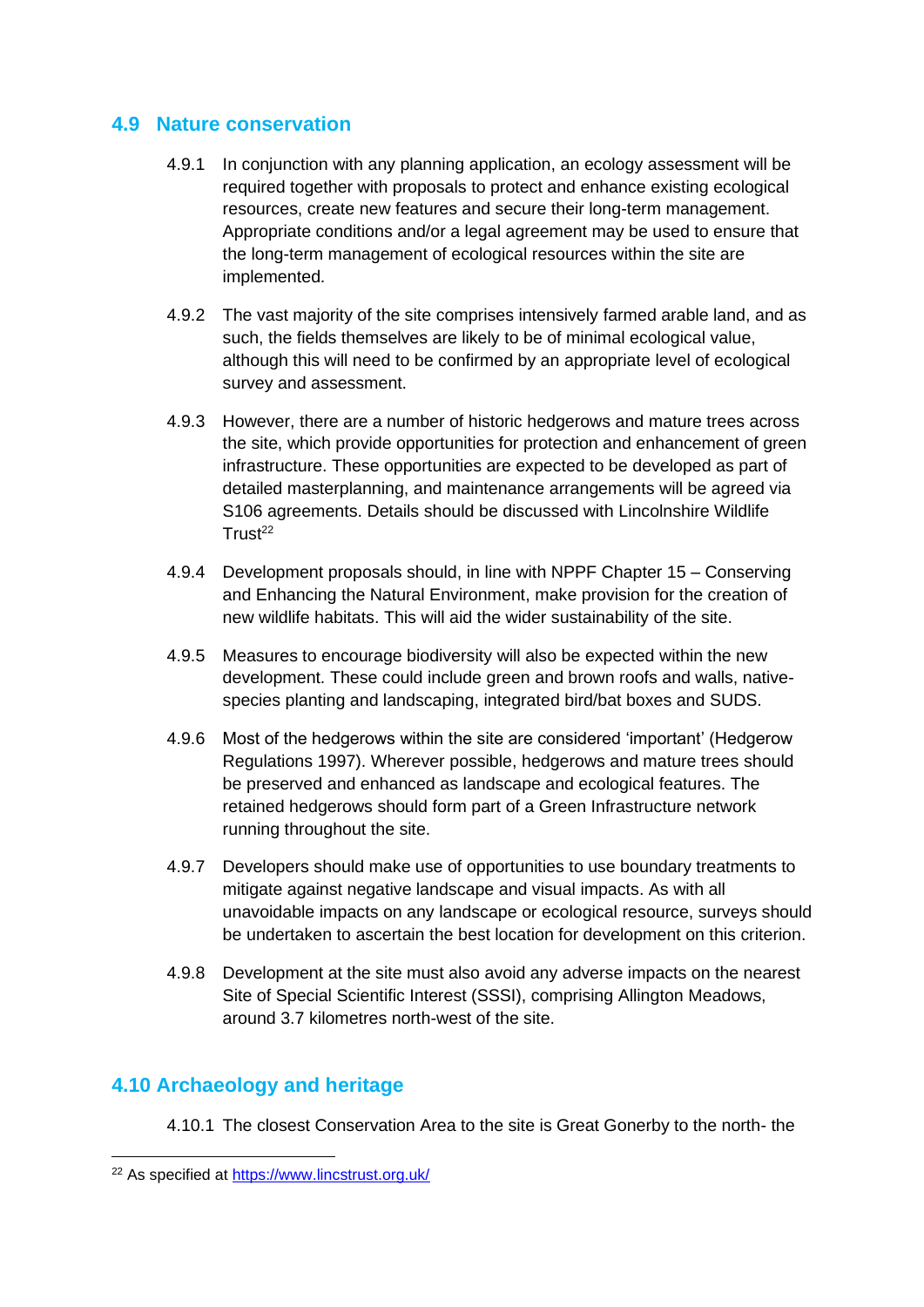## 4.9 Nature conservation

4.9.1 In conjunction with any planning application, an ecology assessment will be required together with proposals to protect and enhance existing ecological resources, create new features and secure their long-term management. Appropriate conditions and/or a legal agreement may be used to ensure that the long-term management of ecological resources within the site are implemented.

4.9.2 The vast majority of the site comprises intensively farmed arable land, and as such, the fields themselves are likely to be of minimal ecological value, although this will need to be confirmed by an appropriate level of ecological survey and assessment.

4.9.3 However, there are a number of historic hedgerows and mature trees across the site, which provide opportunities for protection and enhancement of green infrastructure. These opportunities are expected to be developed as part of detailed masterplanning, and maintenance arrangements will be agreed via S106 agreements. Details should be discussed with Lincolnshire Wildlife Trust[22]

4.9.4 Development proposals should, in line with NPPF Chapter 15 – Conserving and Enhancing the Natural Environment, make provision for the creation of new wildlife habitats. This will aid the wider sustainability of the site.

4.9.5 Measures to encourage biodiversity will also be expected within the new development. These could include green and brown roofs and walls, native-species planting and landscaping, integrated bird/bat boxes and SUDS.

4.9.6 Most of the hedgerows within the site are considered 'important' (Hedgerow Regulations 1997). Wherever possible, hedgerows and mature trees should be preserved and enhanced as landscape and ecological features. The retained hedgerows should form part of a Green Infrastructure network running throughout the site.

4.9.7 Developers should make use of opportunities to use boundary treatments to mitigate against negative landscape and visual impacts. As with all unavoidable impacts on any landscape or ecological resource, surveys should be undertaken to ascertain the best location for development on this criterion.

4.9.8 Development at the site must also avoid any adverse impacts on the nearest Site of Special Scientific Interest (SSSI), comprising Allington Meadows, around 3.7 kilometres north-west of the site.

## 4.10 Archaeology and heritage

4.10.1 The closest Conservation Area to the site is Great Gonerby to the north- the

[22] As specified at https://www.lincstrust.org.uk/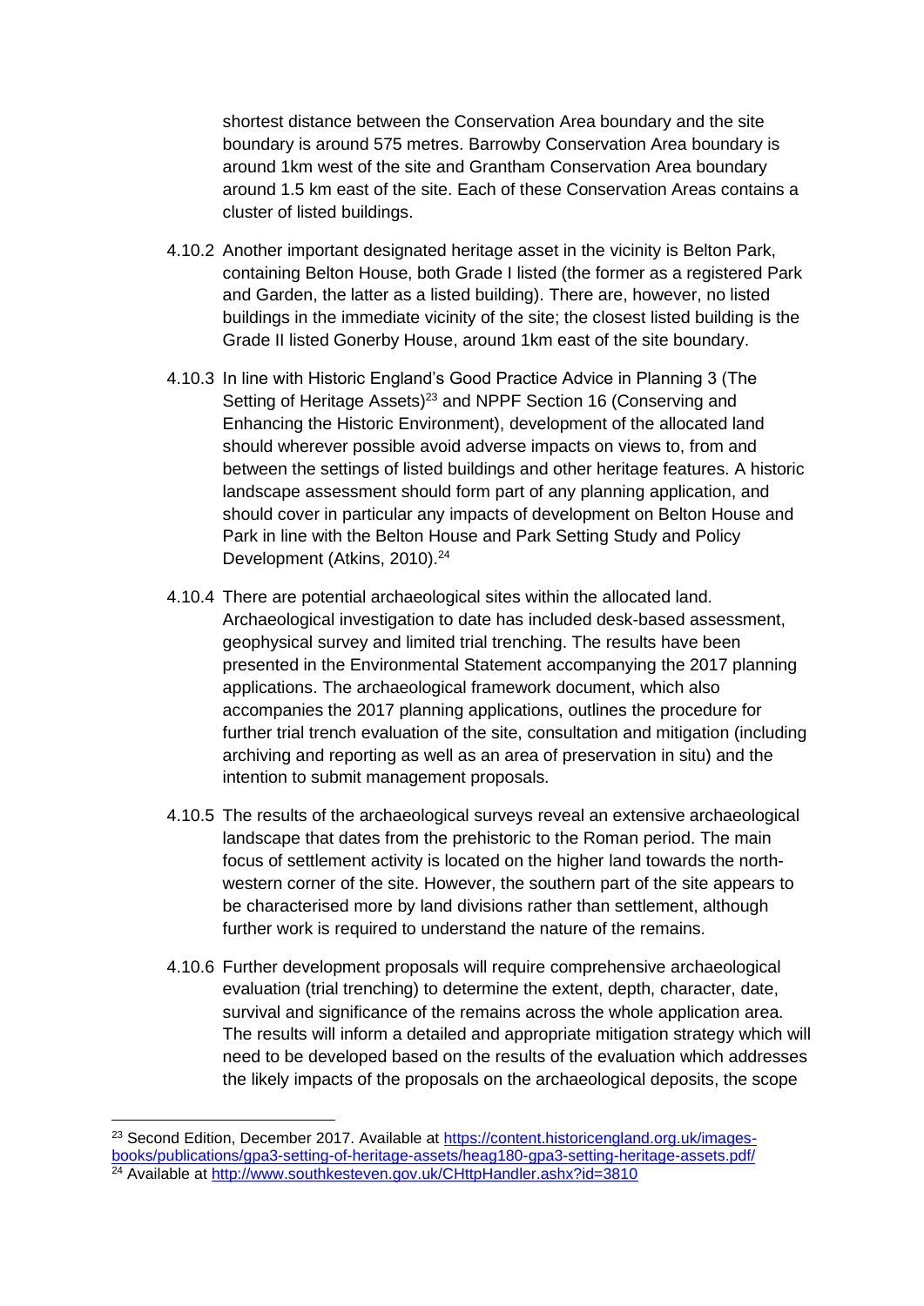shortest distance between the Conservation Area boundary and the site boundary is around 575 metres. Barrowby Conservation Area boundary is around 1km west of the site and Grantham Conservation Area boundary around 1.5 km east of the site. Each of these Conservation Areas contains a cluster of listed buildings.

4.10.2 Another important designated heritage asset in the vicinity is Belton Park, containing Belton House, both Grade I listed (the former as a registered Park and Garden, the latter as a listed building). There are, however, no listed buildings in the immediate vicinity of the site; the closest listed building is the Grade II listed Gonerby House, around 1km east of the site boundary.

4.10.3 In line with Historic England's Good Practice Advice in Planning 3 (The Setting of Heritage Assets)[23] and NPPF Section 16 (Conserving and Enhancing the Historic Environment), development of the allocated land should wherever possible avoid adverse impacts on views to, from and between the settings of listed buildings and other heritage features. A historic landscape assessment should form part of any planning application, and should cover in particular any impacts of development on Belton House and Park in line with the Belton House and Park Setting Study and Policy Development (Atkins, 2010).[24]

4.10.4 There are potential archaeological sites within the allocated land. Archaeological investigation to date has included desk-based assessment, geophysical survey and limited trial trenching. The results have been presented in the Environmental Statement accompanying the 2017 planning applications. The archaeological framework document, which also accompanies the 2017 planning applications, outlines the procedure for further trial trench evaluation of the site, consultation and mitigation (including archiving and reporting as well as an area of preservation in situ) and the intention to submit management proposals.

4.10.5 The results of the archaeological surveys reveal an extensive archaeological landscape that dates from the prehistoric to the Roman period. The main focus of settlement activity is located on the higher land towards the north-western corner of the site. However, the southern part of the site appears to be characterised more by land divisions rather than settlement, although further work is required to understand the nature of the remains.

4.10.6 Further development proposals will require comprehensive archaeological evaluation (trial trenching) to determine the extent, depth, character, date, survival and significance of the remains across the whole application area. The results will inform a detailed and appropriate mitigation strategy which will need to be developed based on the results of the evaluation which addresses the likely impacts of the proposals on the archaeological deposits, the scope

---

[23] Second Edition, December 2017. Available at https://content.historicengland.org.uk/images-books/publications/gpa3-setting-of-heritage-assets/heag180-gpa3-setting-heritage-assets.pdf/

[24] Available at http://www.southkesteven.gov.uk/CHttpHandler.ashx?id=3810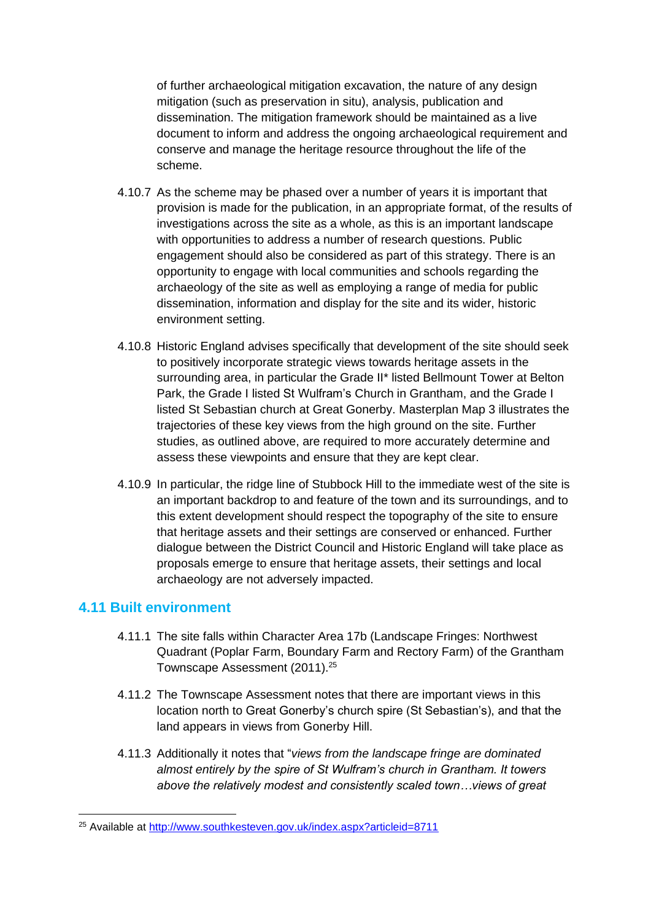of further archaeological mitigation excavation, the nature of any design mitigation (such as preservation in situ), analysis, publication and dissemination. The mitigation framework should be maintained as a live document to inform and address the ongoing archaeological requirement and conserve and manage the heritage resource throughout the life of the scheme.

4.10.7 As the scheme may be phased over a number of years it is important that provision is made for the publication, in an appropriate format, of the results of investigations across the site as a whole, as this is an important landscape with opportunities to address a number of research questions. Public engagement should also be considered as part of this strategy. There is an opportunity to engage with local communities and schools regarding the archaeology of the site as well as employing a range of media for public dissemination, information and display for the site and its wider, historic environment setting.

4.10.8 Historic England advises specifically that development of the site should seek to positively incorporate strategic views towards heritage assets in the surrounding area, in particular the Grade II* listed Bellmount Tower at Belton Park, the Grade I listed St Wulfram's Church in Grantham, and the Grade I listed St Sebastian church at Great Gonerby. Masterplan Map 3 illustrates the trajectories of these key views from the high ground on the site. Further studies, as outlined above, are required to more accurately determine and assess these viewpoints and ensure that they are kept clear.

4.10.9 In particular, the ridge line of Stubbock Hill to the immediate west of the site is an important backdrop to and feature of the town and its surroundings, and to this extent development should respect the topography of the site to ensure that heritage assets and their settings are conserved or enhanced. Further dialogue between the District Council and Historic England will take place as proposals emerge to ensure that heritage assets, their settings and local archaeology are not adversely impacted.

## 4.11 Built environment

4.11.1 The site falls within Character Area 17b (Landscape Fringes: Northwest Quadrant (Poplar Farm, Boundary Farm and Rectory Farm) of the Grantham Townscape Assessment (2011).[25]

4.11.2 The Townscape Assessment notes that there are important views in this location north to Great Gonerby's church spire (St Sebastian's), and that the land appears in views from Gonerby Hill.

4.11.3 Additionally it notes that "*views from the landscape fringe are dominated almost entirely by the spire of St Wulfram's church in Grantham. It towers above the relatively modest and consistently scaled town…views of great*

[25] Available at http://www.southkesteven.gov.uk/index.aspx?articleid=8711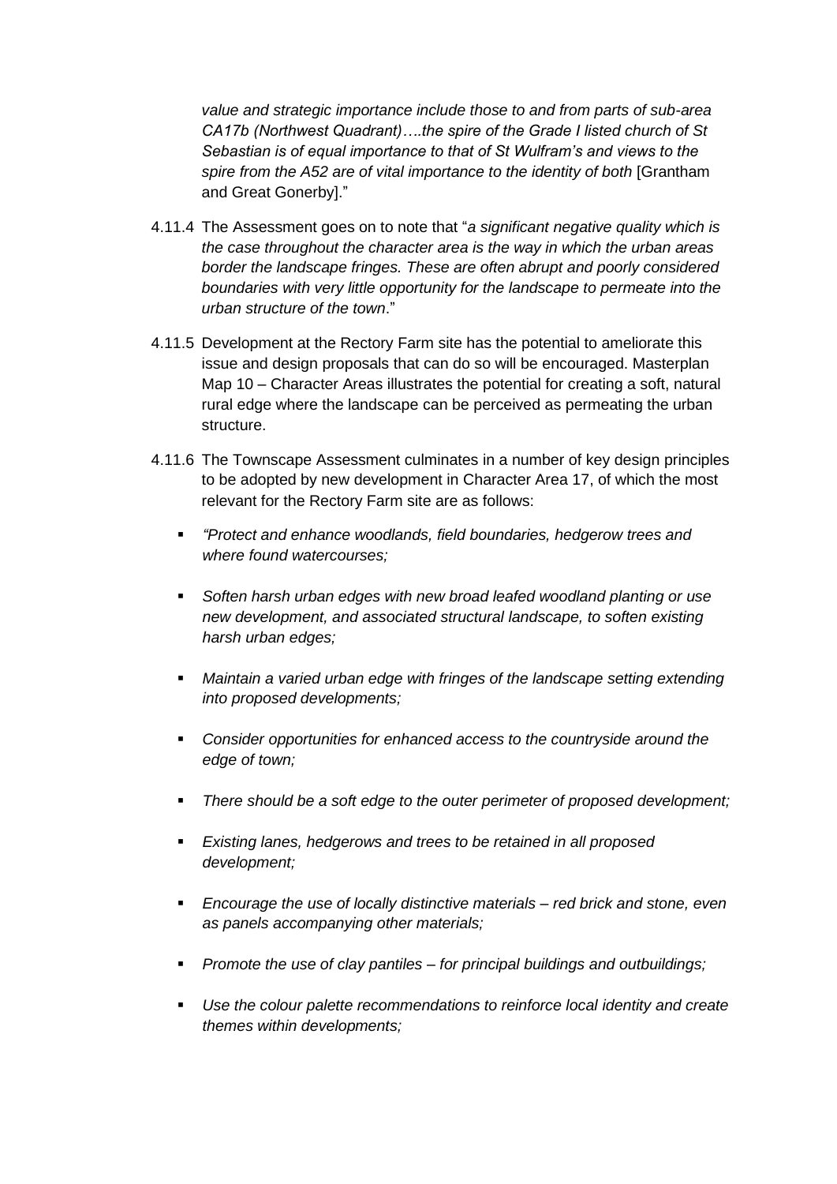*value and strategic importance include those to and from parts of sub-area CA17b (Northwest Quadrant)….the spire of the Grade I listed church of St Sebastian is of equal importance to that of St Wulfram's and views to the spire from the A52 are of vital importance to the identity of both* [Grantham and Great Gonerby]."

4.11.4 The Assessment goes on to note that "*a significant negative quality which is the case throughout the character area is the way in which the urban areas border the landscape fringes. These are often abrupt and poorly considered boundaries with very little opportunity for the landscape to permeate into the urban structure of the town*."

4.11.5 Development at the Rectory Farm site has the potential to ameliorate this issue and design proposals that can do so will be encouraged. Masterplan Map 10 – Character Areas illustrates the potential for creating a soft, natural rural edge where the landscape can be perceived as permeating the urban structure.

4.11.6 The Townscape Assessment culminates in a number of key design principles to be adopted by new development in Character Area 17, of which the most relevant for the Rectory Farm site are as follows:

- *"Protect and enhance woodlands, field boundaries, hedgerow trees and where found watercourses;*
- *Soften harsh urban edges with new broad leafed woodland planting or use new development, and associated structural landscape, to soften existing harsh urban edges;*
- *Maintain a varied urban edge with fringes of the landscape setting extending into proposed developments;*
- *Consider opportunities for enhanced access to the countryside around the edge of town;*
- *There should be a soft edge to the outer perimeter of proposed development;*
- *Existing lanes, hedgerows and trees to be retained in all proposed development;*
- *Encourage the use of locally distinctive materials – red brick and stone, even as panels accompanying other materials;*
- *Promote the use of clay pantiles – for principal buildings and outbuildings;*
- *Use the colour palette recommendations to reinforce local identity and create themes within developments;*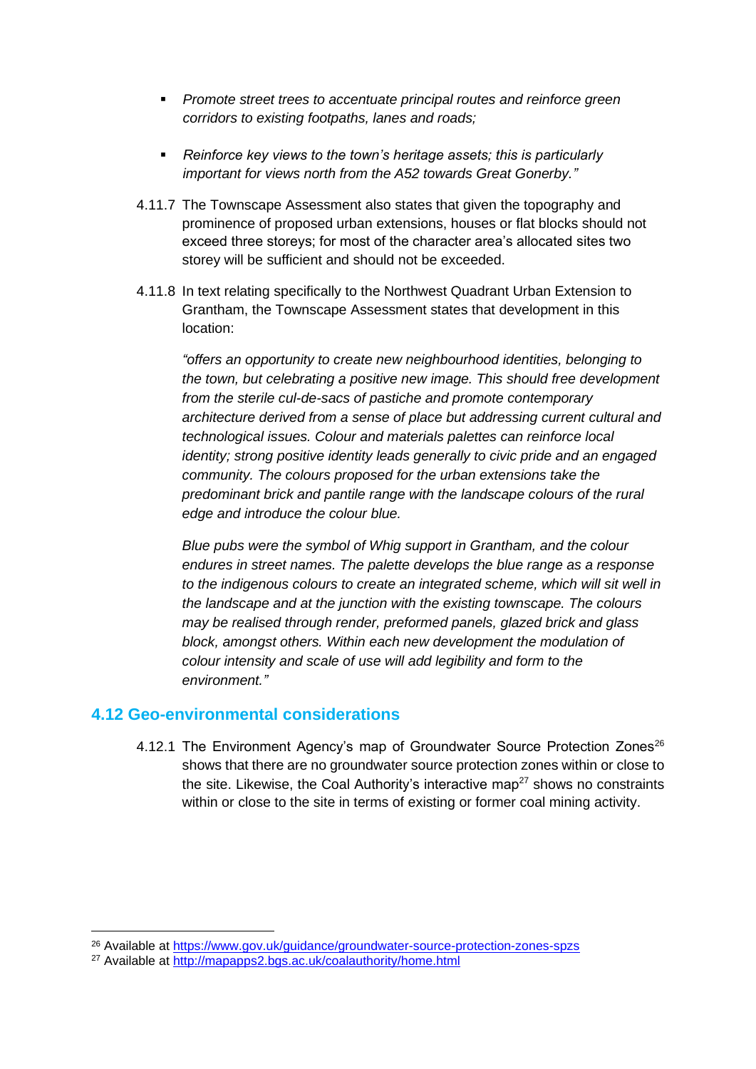- *Promote street trees to accentuate principal routes and reinforce green corridors to existing footpaths, lanes and roads;*

- *Reinforce key views to the town's heritage assets; this is particularly important for views north from the A52 towards Great Gonerby."*

4.11.7 The Townscape Assessment also states that given the topography and prominence of proposed urban extensions, houses or flat blocks should not exceed three storeys; for most of the character area's allocated sites two storey will be sufficient and should not be exceeded.

4.11.8 In text relating specifically to the Northwest Quadrant Urban Extension to Grantham, the Townscape Assessment states that development in this location:

*"offers an opportunity to create new neighbourhood identities, belonging to the town, but celebrating a positive new image. This should free development from the sterile cul-de-sacs of pastiche and promote contemporary architecture derived from a sense of place but addressing current cultural and technological issues. Colour and materials palettes can reinforce local identity; strong positive identity leads generally to civic pride and an engaged community. The colours proposed for the urban extensions take the predominant brick and pantile range with the landscape colours of the rural edge and introduce the colour blue.*

*Blue pubs were the symbol of Whig support in Grantham, and the colour endures in street names. The palette develops the blue range as a response to the indigenous colours to create an integrated scheme, which will sit well in the landscape and at the junction with the existing townscape. The colours may be realised through render, preformed panels, glazed brick and glass block, amongst others. Within each new development the modulation of colour intensity and scale of use will add legibility and form to the environment."*

## 4.12 Geo-environmental considerations

4.12.1 The Environment Agency's map of Groundwater Source Protection Zones[26] shows that there are no groundwater source protection zones within or close to the site. Likewise, the Coal Authority's interactive map[27] shows no constraints within or close to the site in terms of existing or former coal mining activity.

---

[26] Available at https://www.gov.uk/guidance/groundwater-source-protection-zones-spzs

[27] Available at http://mapapps2.bgs.ac.uk/coalauthority/home.html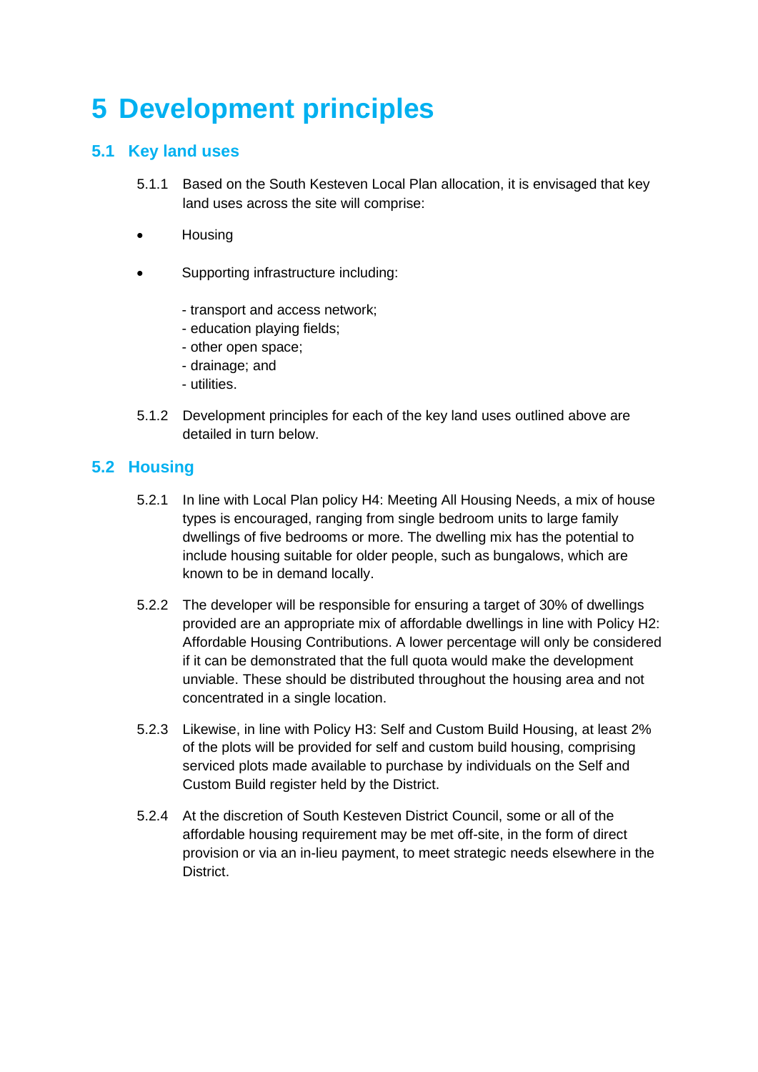# 5 Development principles

## 5.1 Key land uses

5.1.1 Based on the South Kesteven Local Plan allocation, it is envisaged that key land uses across the site will comprise:

- Housing
- Supporting infrastructure including:

  - transport and access network;
  - education playing fields;
  - other open space;
  - drainage; and
  - utilities.

5.1.2 Development principles for each of the key land uses outlined above are detailed in turn below.

## 5.2 Housing

5.2.1 In line with Local Plan policy H4: Meeting All Housing Needs, a mix of house types is encouraged, ranging from single bedroom units to large family dwellings of five bedrooms or more. The dwelling mix has the potential to include housing suitable for older people, such as bungalows, which are known to be in demand locally.

5.2.2 The developer will be responsible for ensuring a target of 30% of dwellings provided are an appropriate mix of affordable dwellings in line with Policy H2: Affordable Housing Contributions. A lower percentage will only be considered if it can be demonstrated that the full quota would make the development unviable. These should be distributed throughout the housing area and not concentrated in a single location.

5.2.3 Likewise, in line with Policy H3: Self and Custom Build Housing, at least 2% of the plots will be provided for self and custom build housing, comprising serviced plots made available to purchase by individuals on the Self and Custom Build register held by the District.

5.2.4 At the discretion of South Kesteven District Council, some or all of the affordable housing requirement may be met off-site, in the form of direct provision or via an in-lieu payment, to meet strategic needs elsewhere in the District.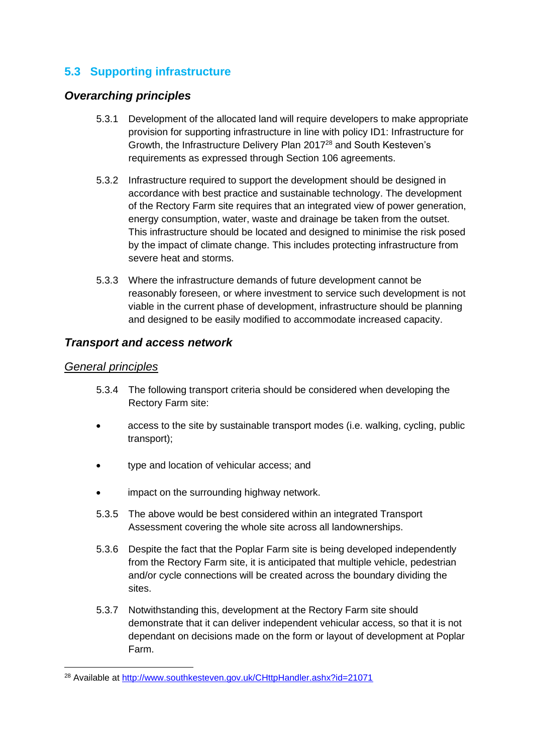## 5.3 Supporting infrastructure

### *Overarching principles*

5.3.1 Development of the allocated land will require developers to make appropriate provision for supporting infrastructure in line with policy ID1: Infrastructure for Growth, the Infrastructure Delivery Plan 2017[28] and South Kesteven's requirements as expressed through Section 106 agreements.

5.3.2 Infrastructure required to support the development should be designed in accordance with best practice and sustainable technology. The development of the Rectory Farm site requires that an integrated view of power generation, energy consumption, water, waste and drainage be taken from the outset. This infrastructure should be located and designed to minimise the risk posed by the impact of climate change. This includes protecting infrastructure from severe heat and storms.

5.3.3 Where the infrastructure demands of future development cannot be reasonably foreseen, or where investment to service such development is not viable in the current phase of development, infrastructure should be planning and designed to be easily modified to accommodate increased capacity.

### *Transport and access network*

#### General principles

5.3.4 The following transport criteria should be considered when developing the Rectory Farm site:

- access to the site by sustainable transport modes (i.e. walking, cycling, public transport);
- type and location of vehicular access; and
- impact on the surrounding highway network.

5.3.5 The above would be best considered within an integrated Transport Assessment covering the whole site across all landownerships.

5.3.6 Despite the fact that the Poplar Farm site is being developed independently from the Rectory Farm site, it is anticipated that multiple vehicle, pedestrian and/or cycle connections will be created across the boundary dividing the sites.

5.3.7 Notwithstanding this, development at the Rectory Farm site should demonstrate that it can deliver independent vehicular access, so that it is not dependant on decisions made on the form or layout of development at Poplar Farm.

[28] Available at http://www.southkesteven.gov.uk/CHttpHandler.ashx?id=21071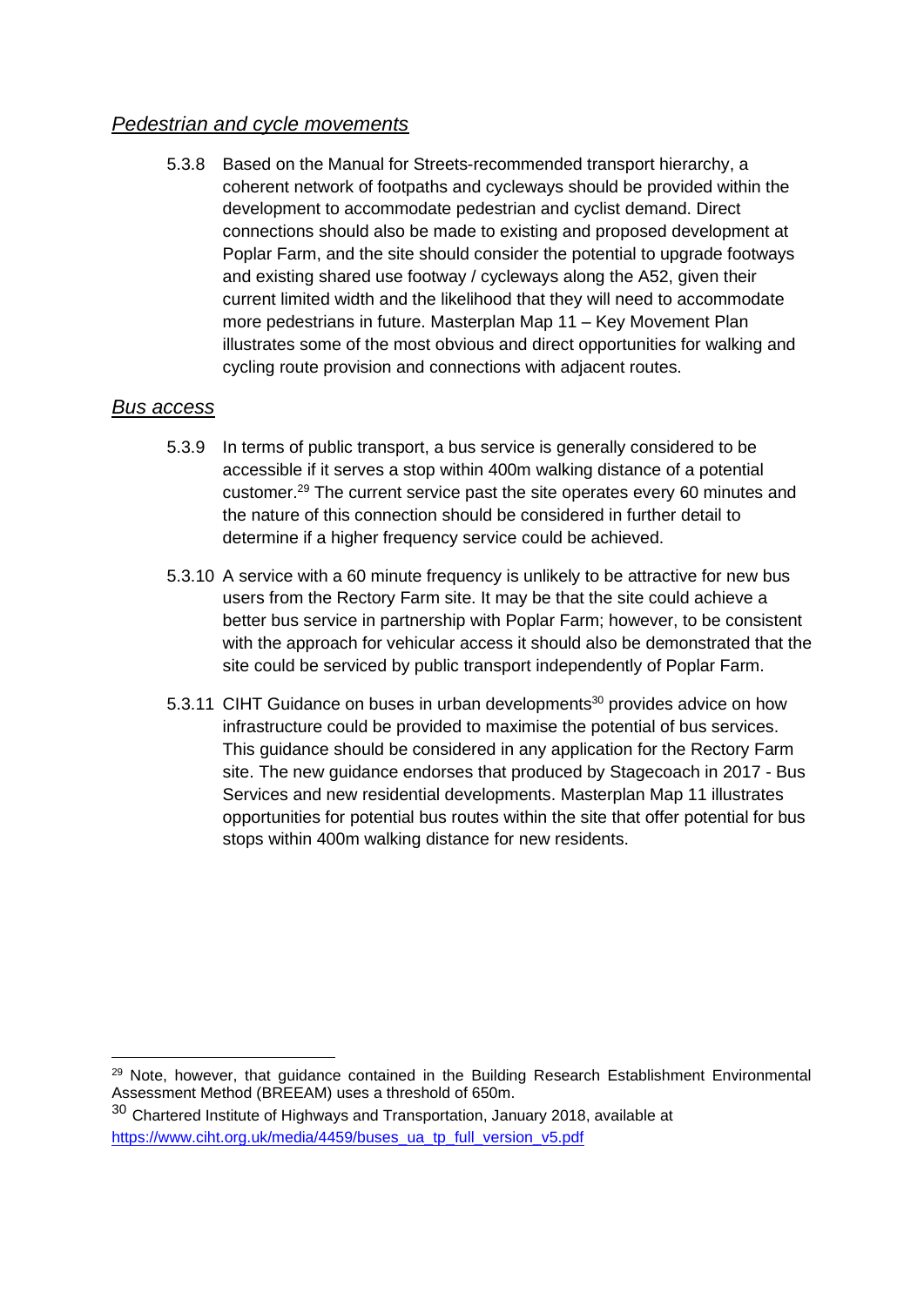### *Pedestrian and cycle movements*

5.3.8 Based on the Manual for Streets-recommended transport hierarchy, a coherent network of footpaths and cycleways should be provided within the development to accommodate pedestrian and cyclist demand. Direct connections should also be made to existing and proposed development at Poplar Farm, and the site should consider the potential to upgrade footways and existing shared use footway / cycleways along the A52, given their current limited width and the likelihood that they will need to accommodate more pedestrians in future. Masterplan Map 11 – Key Movement Plan illustrates some of the most obvious and direct opportunities for walking and cycling route provision and connections with adjacent routes.

### *Bus access*

5.3.9 In terms of public transport, a bus service is generally considered to be accessible if it serves a stop within 400m walking distance of a potential customer.[29] The current service past the site operates every 60 minutes and the nature of this connection should be considered in further detail to determine if a higher frequency service could be achieved.

5.3.10 A service with a 60 minute frequency is unlikely to be attractive for new bus users from the Rectory Farm site. It may be that the site could achieve a better bus service in partnership with Poplar Farm; however, to be consistent with the approach for vehicular access it should also be demonstrated that the site could be serviced by public transport independently of Poplar Farm.

5.3.11 CIHT Guidance on buses in urban developments[30] provides advice on how infrastructure could be provided to maximise the potential of bus services. This guidance should be considered in any application for the Rectory Farm site. The new guidance endorses that produced by Stagecoach in 2017 - Bus Services and new residential developments. Masterplan Map 11 illustrates opportunities for potential bus routes within the site that offer potential for bus stops within 400m walking distance for new residents.

---

[29] Note, however, that guidance contained in the Building Research Establishment Environmental Assessment Method (BREEAM) uses a threshold of 650m.

[30] Chartered Institute of Highways and Transportation, January 2018, available at https://www.ciht.org.uk/media/4459/buses_ua_tp_full_version_v5.pdf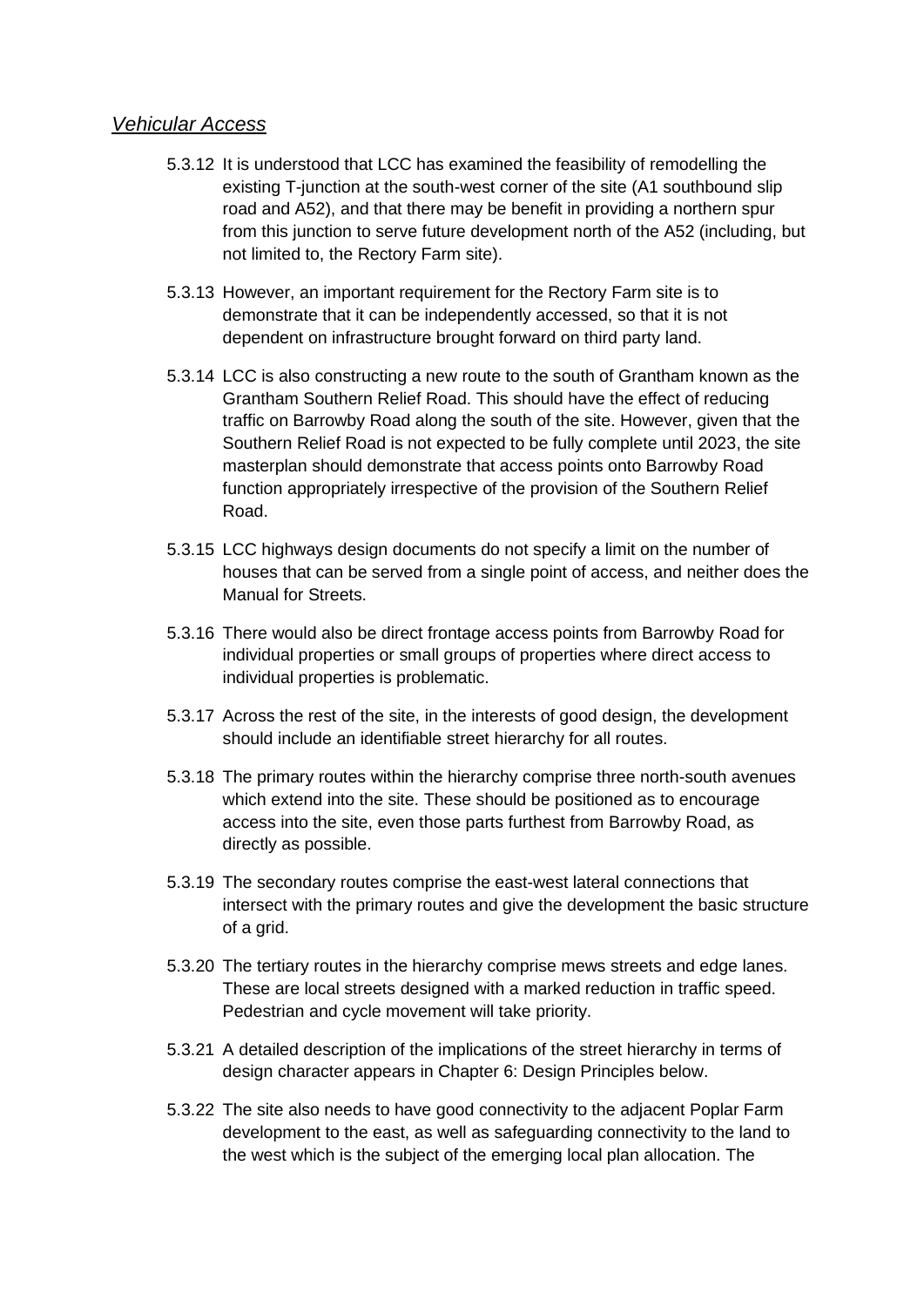*Vehicular Access*

5.3.12 It is understood that LCC has examined the feasibility of remodelling the existing T-junction at the south-west corner of the site (A1 southbound slip road and A52), and that there may be benefit in providing a northern spur from this junction to serve future development north of the A52 (including, but not limited to, the Rectory Farm site).

5.3.13 However, an important requirement for the Rectory Farm site is to demonstrate that it can be independently accessed, so that it is not dependent on infrastructure brought forward on third party land.

5.3.14 LCC is also constructing a new route to the south of Grantham known as the Grantham Southern Relief Road. This should have the effect of reducing traffic on Barrowby Road along the south of the site. However, given that the Southern Relief Road is not expected to be fully complete until 2023, the site masterplan should demonstrate that access points onto Barrowby Road function appropriately irrespective of the provision of the Southern Relief Road.

5.3.15 LCC highways design documents do not specify a limit on the number of houses that can be served from a single point of access, and neither does the Manual for Streets.

5.3.16 There would also be direct frontage access points from Barrowby Road for individual properties or small groups of properties where direct access to individual properties is problematic.

5.3.17 Across the rest of the site, in the interests of good design, the development should include an identifiable street hierarchy for all routes.

5.3.18 The primary routes within the hierarchy comprise three north-south avenues which extend into the site. These should be positioned as to encourage access into the site, even those parts furthest from Barrowby Road, as directly as possible.

5.3.19 The secondary routes comprise the east-west lateral connections that intersect with the primary routes and give the development the basic structure of a grid.

5.3.20 The tertiary routes in the hierarchy comprise mews streets and edge lanes. These are local streets designed with a marked reduction in traffic speed. Pedestrian and cycle movement will take priority.

5.3.21 A detailed description of the implications of the street hierarchy in terms of design character appears in Chapter 6: Design Principles below.

5.3.22 The site also needs to have good connectivity to the adjacent Poplar Farm development to the east, as well as safeguarding connectivity to the land to the west which is the subject of the emerging local plan allocation. The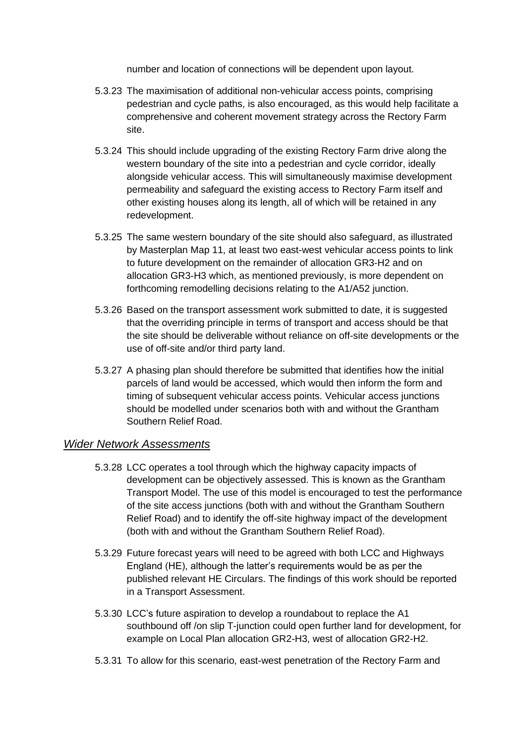number and location of connections will be dependent upon layout.

5.3.23 The maximisation of additional non-vehicular access points, comprising pedestrian and cycle paths, is also encouraged, as this would help facilitate a comprehensive and coherent movement strategy across the Rectory Farm site.

5.3.24 This should include upgrading of the existing Rectory Farm drive along the western boundary of the site into a pedestrian and cycle corridor, ideally alongside vehicular access. This will simultaneously maximise development permeability and safeguard the existing access to Rectory Farm itself and other existing houses along its length, all of which will be retained in any redevelopment.

5.3.25 The same western boundary of the site should also safeguard, as illustrated by Masterplan Map 11, at least two east-west vehicular access points to link to future development on the remainder of allocation GR3-H2 and on allocation GR3-H3 which, as mentioned previously, is more dependent on forthcoming remodelling decisions relating to the A1/A52 junction.

5.3.26 Based on the transport assessment work submitted to date, it is suggested that the overriding principle in terms of transport and access should be that the site should be deliverable without reliance on off-site developments or the use of off-site and/or third party land.

5.3.27 A phasing plan should therefore be submitted that identifies how the initial parcels of land would be accessed, which would then inform the form and timing of subsequent vehicular access points. Vehicular access junctions should be modelled under scenarios both with and without the Grantham Southern Relief Road.

### *Wider Network Assessments*

5.3.28 LCC operates a tool through which the highway capacity impacts of development can be objectively assessed. This is known as the Grantham Transport Model. The use of this model is encouraged to test the performance of the site access junctions (both with and without the Grantham Southern Relief Road) and to identify the off-site highway impact of the development (both with and without the Grantham Southern Relief Road).

5.3.29 Future forecast years will need to be agreed with both LCC and Highways England (HE), although the latter's requirements would be as per the published relevant HE Circulars. The findings of this work should be reported in a Transport Assessment.

5.3.30 LCC's future aspiration to develop a roundabout to replace the A1 southbound off /on slip T-junction could open further land for development, for example on Local Plan allocation GR2-H3, west of allocation GR2-H2.

5.3.31 To allow for this scenario, east-west penetration of the Rectory Farm and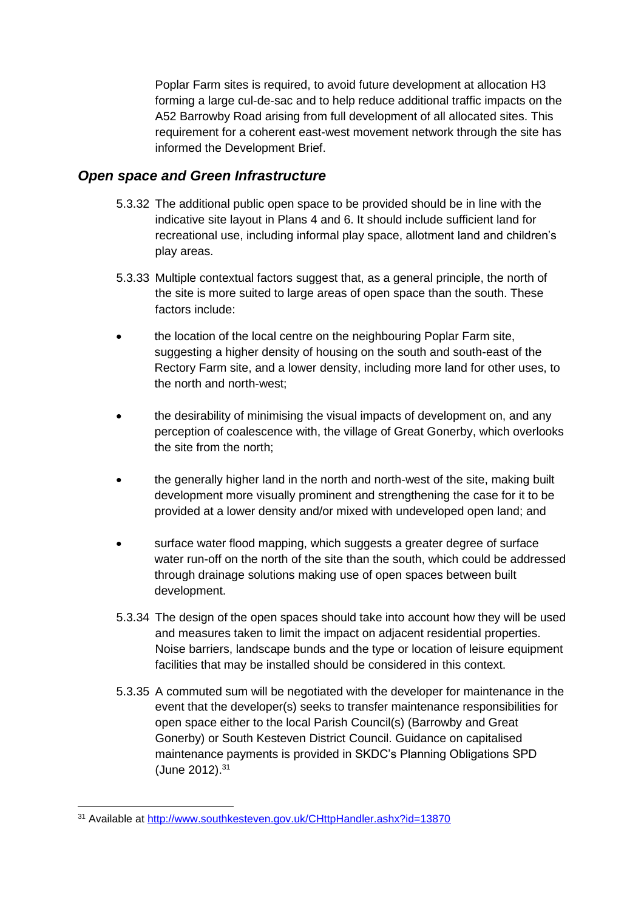Poplar Farm sites is required, to avoid future development at allocation H3 forming a large cul-de-sac and to help reduce additional traffic impacts on the A52 Barrowby Road arising from full development of all allocated sites. This requirement for a coherent east-west movement network through the site has informed the Development Brief.

### *Open space and Green Infrastructure*

5.3.32 The additional public open space to be provided should be in line with the indicative site layout in Plans 4 and 6. It should include sufficient land for recreational use, including informal play space, allotment land and children's play areas.

5.3.33 Multiple contextual factors suggest that, as a general principle, the north of the site is more suited to large areas of open space than the south. These factors include:

- the location of the local centre on the neighbouring Poplar Farm site, suggesting a higher density of housing on the south and south-east of the Rectory Farm site, and a lower density, including more land for other uses, to the north and north-west;
- the desirability of minimising the visual impacts of development on, and any perception of coalescence with, the village of Great Gonerby, which overlooks the site from the north;
- the generally higher land in the north and north-west of the site, making built development more visually prominent and strengthening the case for it to be provided at a lower density and/or mixed with undeveloped open land; and
- surface water flood mapping, which suggests a greater degree of surface water run-off on the north of the site than the south, which could be addressed through drainage solutions making use of open spaces between built development.

5.3.34 The design of the open spaces should take into account how they will be used and measures taken to limit the impact on adjacent residential properties. Noise barriers, landscape bunds and the type or location of leisure equipment facilities that may be installed should be considered in this context.

5.3.35 A commuted sum will be negotiated with the developer for maintenance in the event that the developer(s) seeks to transfer maintenance responsibilities for open space either to the local Parish Council(s) (Barrowby and Great Gonerby) or South Kesteven District Council. Guidance on capitalised maintenance payments is provided in SKDC's Planning Obligations SPD (June 2012).[31]

[31] Available at http://www.southkesteven.gov.uk/CHttpHandler.ashx?id=13870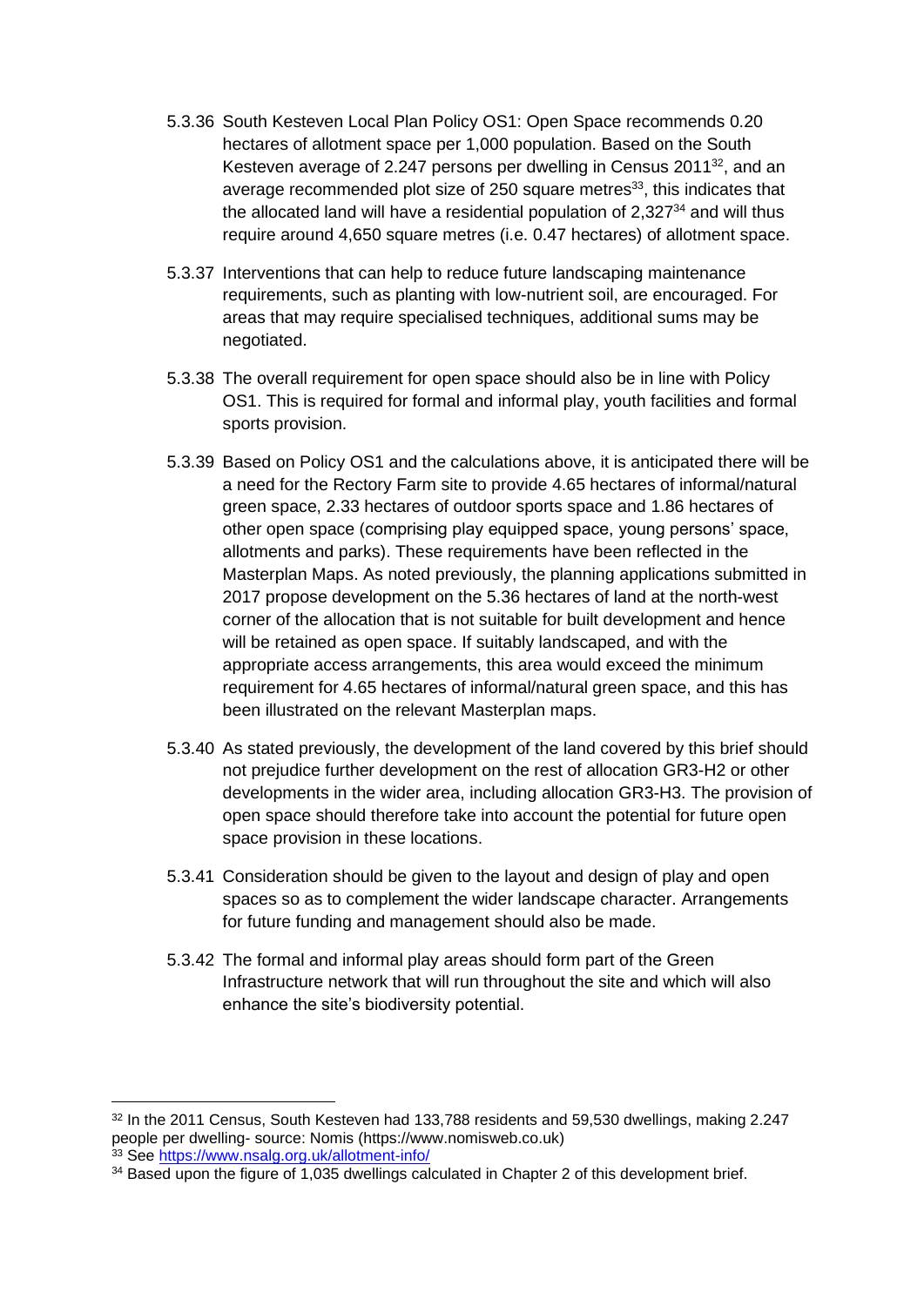5.3.36 South Kesteven Local Plan Policy OS1: Open Space recommends 0.20 hectares of allotment space per 1,000 population. Based on the South Kesteven average of 2.247 persons per dwelling in Census 2011[32], and an average recommended plot size of 250 square metres[33], this indicates that the allocated land will have a residential population of 2,327[34] and will thus require around 4,650 square metres (i.e. 0.47 hectares) of allotment space.

5.3.37 Interventions that can help to reduce future landscaping maintenance requirements, such as planting with low-nutrient soil, are encouraged. For areas that may require specialised techniques, additional sums may be negotiated.

5.3.38 The overall requirement for open space should also be in line with Policy OS1. This is required for formal and informal play, youth facilities and formal sports provision.

5.3.39 Based on Policy OS1 and the calculations above, it is anticipated there will be a need for the Rectory Farm site to provide 4.65 hectares of informal/natural green space, 2.33 hectares of outdoor sports space and 1.86 hectares of other open space (comprising play equipped space, young persons' space, allotments and parks). These requirements have been reflected in the Masterplan Maps. As noted previously, the planning applications submitted in 2017 propose development on the 5.36 hectares of land at the north-west corner of the allocation that is not suitable for built development and hence will be retained as open space. If suitably landscaped, and with the appropriate access arrangements, this area would exceed the minimum requirement for 4.65 hectares of informal/natural green space, and this has been illustrated on the relevant Masterplan maps.

5.3.40 As stated previously, the development of the land covered by this brief should not prejudice further development on the rest of allocation GR3-H2 or other developments in the wider area, including allocation GR3-H3. The provision of open space should therefore take into account the potential for future open space provision in these locations.

5.3.41 Consideration should be given to the layout and design of play and open spaces so as to complement the wider landscape character. Arrangements for future funding and management should also be made.

5.3.42 The formal and informal play areas should form part of the Green Infrastructure network that will run throughout the site and which will also enhance the site's biodiversity potential.

---

[32] In the 2011 Census, South Kesteven had 133,788 residents and 59,530 dwellings, making 2.247 people per dwelling- source: Nomis (https://www.nomisweb.co.uk)

[33] See https://www.nsalg.org.uk/allotment-info/

[34] Based upon the figure of 1,035 dwellings calculated in Chapter 2 of this development brief.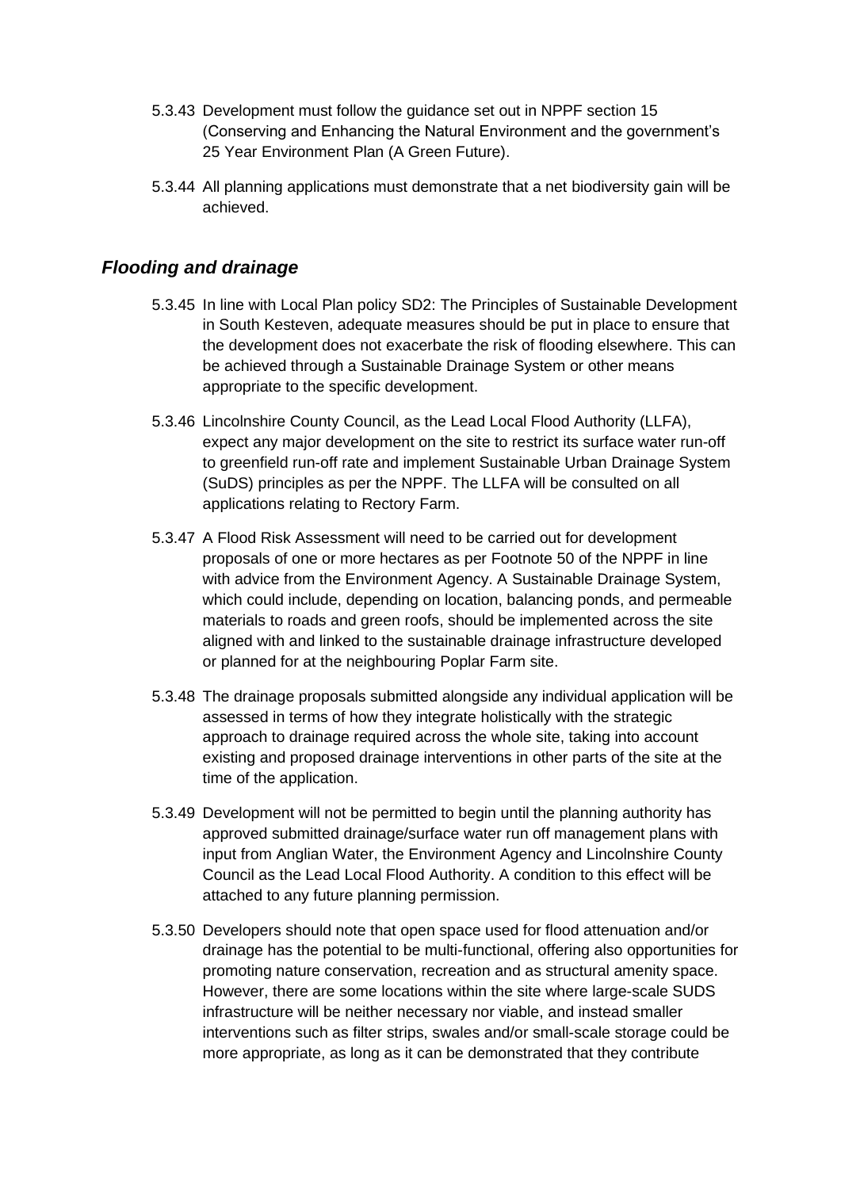5.3.43 Development must follow the guidance set out in NPPF section 15 (Conserving and Enhancing the Natural Environment and the government's 25 Year Environment Plan (A Green Future).

5.3.44 All planning applications must demonstrate that a net biodiversity gain will be achieved.

### *Flooding and drainage*

5.3.45 In line with Local Plan policy SD2: The Principles of Sustainable Development in South Kesteven, adequate measures should be put in place to ensure that the development does not exacerbate the risk of flooding elsewhere. This can be achieved through a Sustainable Drainage System or other means appropriate to the specific development.

5.3.46 Lincolnshire County Council, as the Lead Local Flood Authority (LLFA), expect any major development on the site to restrict its surface water run-off to greenfield run-off rate and implement Sustainable Urban Drainage System (SuDS) principles as per the NPPF. The LLFA will be consulted on all applications relating to Rectory Farm.

5.3.47 A Flood Risk Assessment will need to be carried out for development proposals of one or more hectares as per Footnote 50 of the NPPF in line with advice from the Environment Agency. A Sustainable Drainage System, which could include, depending on location, balancing ponds, and permeable materials to roads and green roofs, should be implemented across the site aligned with and linked to the sustainable drainage infrastructure developed or planned for at the neighbouring Poplar Farm site.

5.3.48 The drainage proposals submitted alongside any individual application will be assessed in terms of how they integrate holistically with the strategic approach to drainage required across the whole site, taking into account existing and proposed drainage interventions in other parts of the site at the time of the application.

5.3.49 Development will not be permitted to begin until the planning authority has approved submitted drainage/surface water run off management plans with input from Anglian Water, the Environment Agency and Lincolnshire County Council as the Lead Local Flood Authority. A condition to this effect will be attached to any future planning permission.

5.3.50 Developers should note that open space used for flood attenuation and/or drainage has the potential to be multi-functional, offering also opportunities for promoting nature conservation, recreation and as structural amenity space. However, there are some locations within the site where large-scale SUDS infrastructure will be neither necessary nor viable, and instead smaller interventions such as filter strips, swales and/or small-scale storage could be more appropriate, as long as it can be demonstrated that they contribute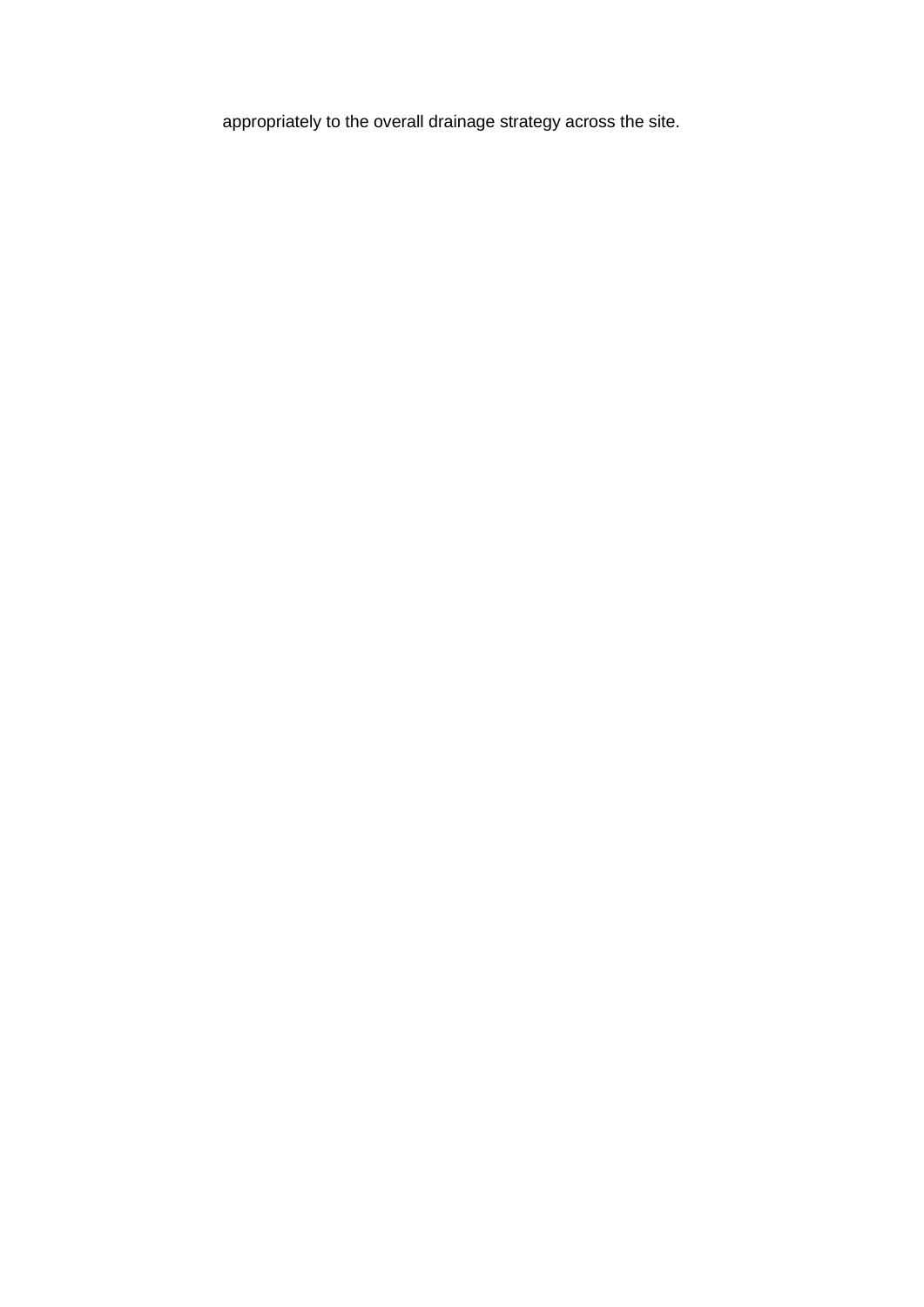appropriately to the overall drainage strategy across the site.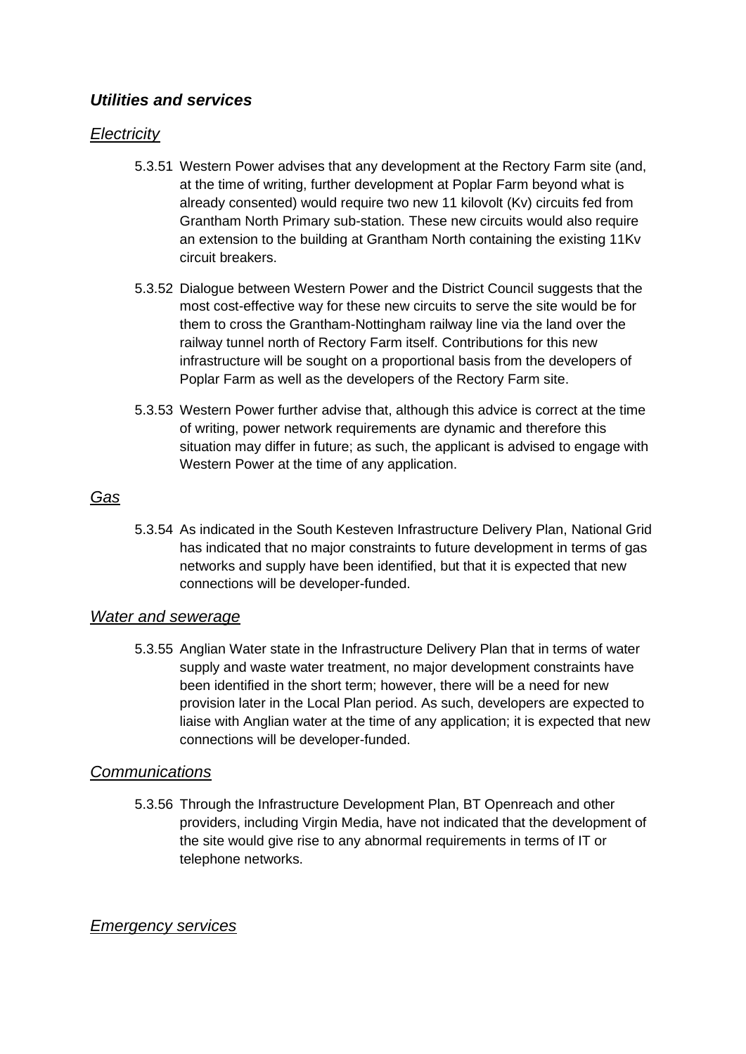### *Utilities and services*

#### *Electricity*

5.3.51 Western Power advises that any development at the Rectory Farm site (and, at the time of writing, further development at Poplar Farm beyond what is already consented) would require two new 11 kilovolt (Kv) circuits fed from Grantham North Primary sub-station. These new circuits would also require an extension to the building at Grantham North containing the existing 11Kv circuit breakers.

5.3.52 Dialogue between Western Power and the District Council suggests that the most cost-effective way for these new circuits to serve the site would be for them to cross the Grantham-Nottingham railway line via the land over the railway tunnel north of Rectory Farm itself. Contributions for this new infrastructure will be sought on a proportional basis from the developers of Poplar Farm as well as the developers of the Rectory Farm site.

5.3.53 Western Power further advise that, although this advice is correct at the time of writing, power network requirements are dynamic and therefore this situation may differ in future; as such, the applicant is advised to engage with Western Power at the time of any application.

#### *Gas*

5.3.54 As indicated in the South Kesteven Infrastructure Delivery Plan, National Grid has indicated that no major constraints to future development in terms of gas networks and supply have been identified, but that it is expected that new connections will be developer-funded.

#### *Water and sewerage*

5.3.55 Anglian Water state in the Infrastructure Delivery Plan that in terms of water supply and waste water treatment, no major development constraints have been identified in the short term; however, there will be a need for new provision later in the Local Plan period. As such, developers are expected to liaise with Anglian water at the time of any application; it is expected that new connections will be developer-funded.

#### *Communications*

5.3.56 Through the Infrastructure Development Plan, BT Openreach and other providers, including Virgin Media, have not indicated that the development of the site would give rise to any abnormal requirements in terms of IT or telephone networks.

#### *Emergency services*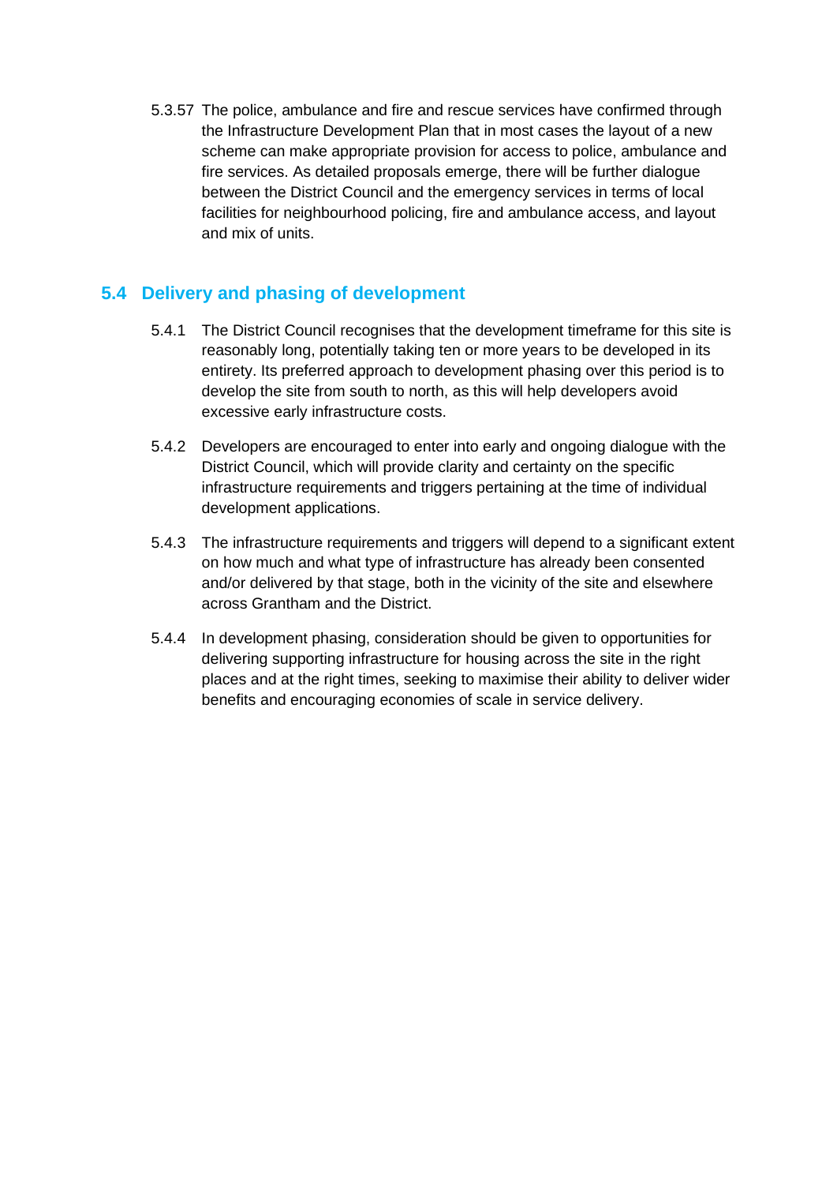5.3.57 The police, ambulance and fire and rescue services have confirmed through the Infrastructure Development Plan that in most cases the layout of a new scheme can make appropriate provision for access to police, ambulance and fire services. As detailed proposals emerge, there will be further dialogue between the District Council and the emergency services in terms of local facilities for neighbourhood policing, fire and ambulance access, and layout and mix of units.

## 5.4 Delivery and phasing of development

5.4.1 The District Council recognises that the development timeframe for this site is reasonably long, potentially taking ten or more years to be developed in its entirety. Its preferred approach to development phasing over this period is to develop the site from south to north, as this will help developers avoid excessive early infrastructure costs.

5.4.2 Developers are encouraged to enter into early and ongoing dialogue with the District Council, which will provide clarity and certainty on the specific infrastructure requirements and triggers pertaining at the time of individual development applications.

5.4.3 The infrastructure requirements and triggers will depend to a significant extent on how much and what type of infrastructure has already been consented and/or delivered by that stage, both in the vicinity of the site and elsewhere across Grantham and the District.

5.4.4 In development phasing, consideration should be given to opportunities for delivering supporting infrastructure for housing across the site in the right places and at the right times, seeking to maximise their ability to deliver wider benefits and encouraging economies of scale in service delivery.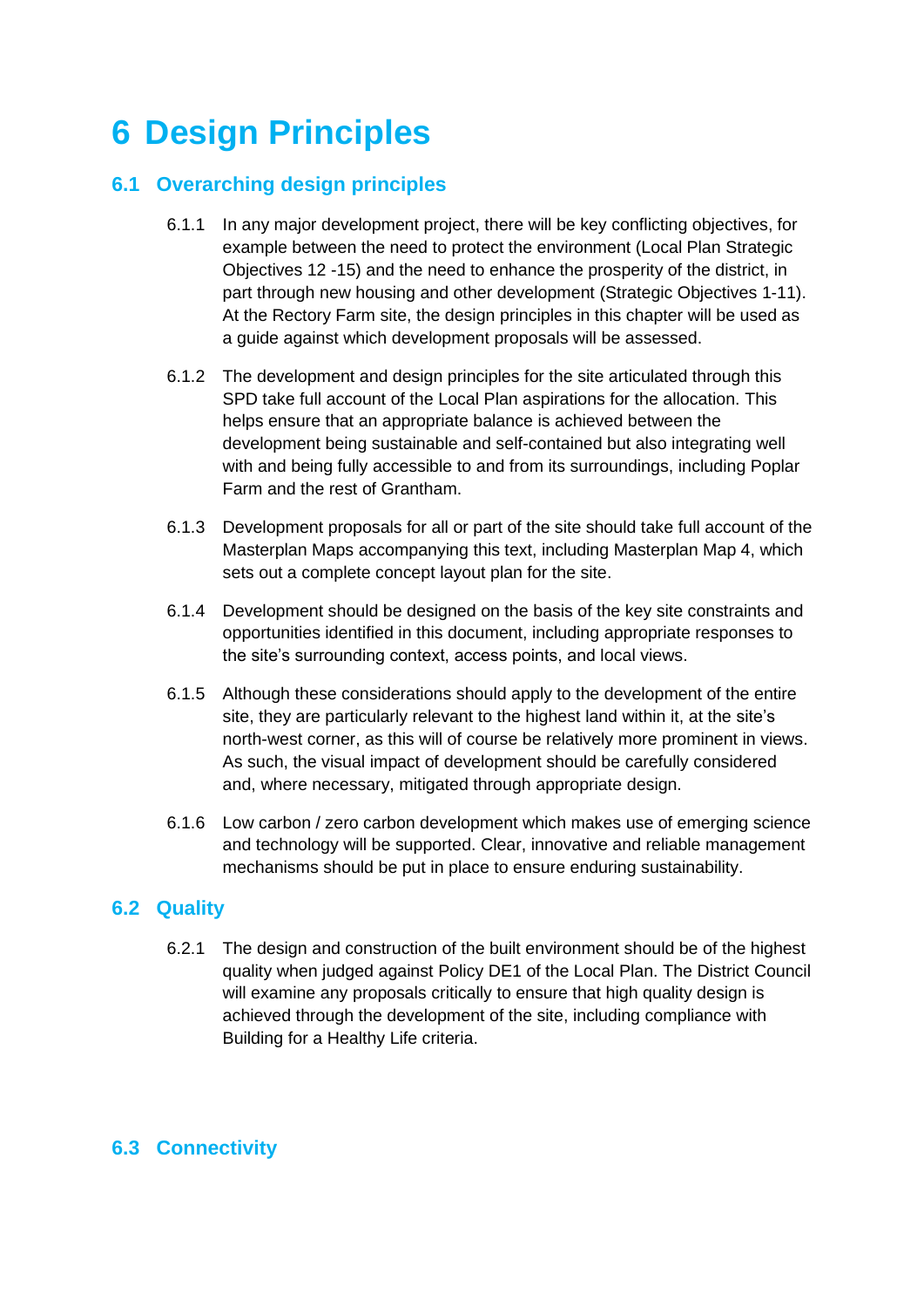# 6 Design Principles

## 6.1 Overarching design principles

6.1.1 In any major development project, there will be key conflicting objectives, for example between the need to protect the environment (Local Plan Strategic Objectives 12 -15) and the need to enhance the prosperity of the district, in part through new housing and other development (Strategic Objectives 1-11). At the Rectory Farm site, the design principles in this chapter will be used as a guide against which development proposals will be assessed.

6.1.2 The development and design principles for the site articulated through this SPD take full account of the Local Plan aspirations for the allocation. This helps ensure that an appropriate balance is achieved between the development being sustainable and self-contained but also integrating well with and being fully accessible to and from its surroundings, including Poplar Farm and the rest of Grantham.

6.1.3 Development proposals for all or part of the site should take full account of the Masterplan Maps accompanying this text, including Masterplan Map 4, which sets out a complete concept layout plan for the site.

6.1.4 Development should be designed on the basis of the key site constraints and opportunities identified in this document, including appropriate responses to the site's surrounding context, access points, and local views.

6.1.5 Although these considerations should apply to the development of the entire site, they are particularly relevant to the highest land within it, at the site's north-west corner, as this will of course be relatively more prominent in views. As such, the visual impact of development should be carefully considered and, where necessary, mitigated through appropriate design.

6.1.6 Low carbon / zero carbon development which makes use of emerging science and technology will be supported. Clear, innovative and reliable management mechanisms should be put in place to ensure enduring sustainability.

## 6.2 Quality

6.2.1 The design and construction of the built environment should be of the highest quality when judged against Policy DE1 of the Local Plan. The District Council will examine any proposals critically to ensure that high quality design is achieved through the development of the site, including compliance with Building for a Healthy Life criteria.

## 6.3 Connectivity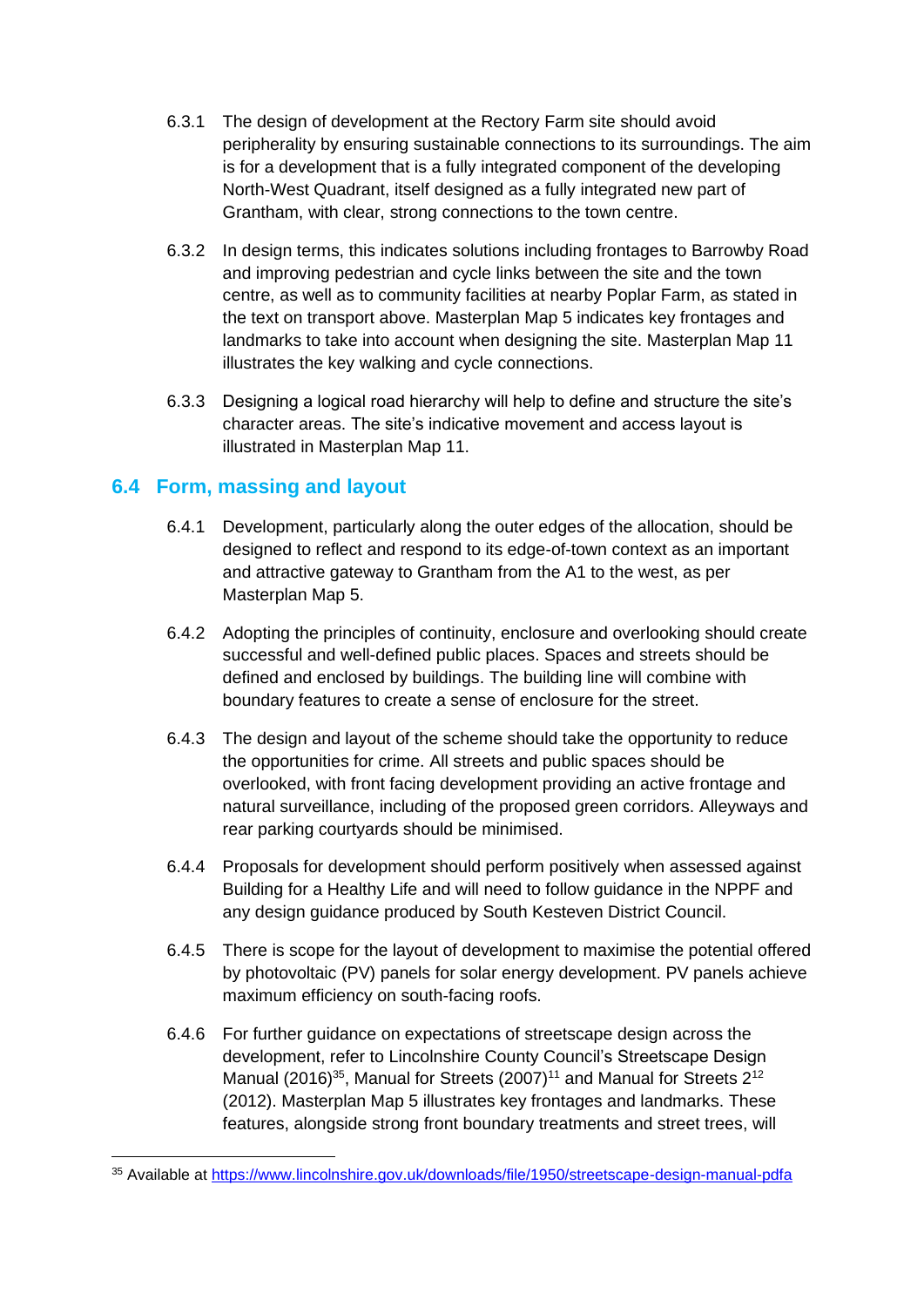6.3.1 The design of development at the Rectory Farm site should avoid peripherality by ensuring sustainable connections to its surroundings. The aim is for a development that is a fully integrated component of the developing North-West Quadrant, itself designed as a fully integrated new part of Grantham, with clear, strong connections to the town centre.

6.3.2 In design terms, this indicates solutions including frontages to Barrowby Road and improving pedestrian and cycle links between the site and the town centre, as well as to community facilities at nearby Poplar Farm, as stated in the text on transport above. Masterplan Map 5 indicates key frontages and landmarks to take into account when designing the site. Masterplan Map 11 illustrates the key walking and cycle connections.

6.3.3 Designing a logical road hierarchy will help to define and structure the site's character areas. The site's indicative movement and access layout is illustrated in Masterplan Map 11.

## 6.4 Form, massing and layout

6.4.1 Development, particularly along the outer edges of the allocation, should be designed to reflect and respond to its edge-of-town context as an important and attractive gateway to Grantham from the A1 to the west, as per Masterplan Map 5.

6.4.2 Adopting the principles of continuity, enclosure and overlooking should create successful and well-defined public places. Spaces and streets should be defined and enclosed by buildings. The building line will combine with boundary features to create a sense of enclosure for the street.

6.4.3 The design and layout of the scheme should take the opportunity to reduce the opportunities for crime. All streets and public spaces should be overlooked, with front facing development providing an active frontage and natural surveillance, including of the proposed green corridors. Alleyways and rear parking courtyards should be minimised.

6.4.4 Proposals for development should perform positively when assessed against Building for a Healthy Life and will need to follow guidance in the NPPF and any design guidance produced by South Kesteven District Council.

6.4.5 There is scope for the layout of development to maximise the potential offered by photovoltaic (PV) panels for solar energy development. PV panels achieve maximum efficiency on south-facing roofs.

6.4.6 For further guidance on expectations of streetscape design across the development, refer to Lincolnshire County Council's Streetscape Design Manual (2016)[35], Manual for Streets (2007)[11] and Manual for Streets 2[12] (2012). Masterplan Map 5 illustrates key frontages and landmarks. These features, alongside strong front boundary treatments and street trees, will

[35] Available at https://www.lincolnshire.gov.uk/downloads/file/1950/streetscape-design-manual-pdfa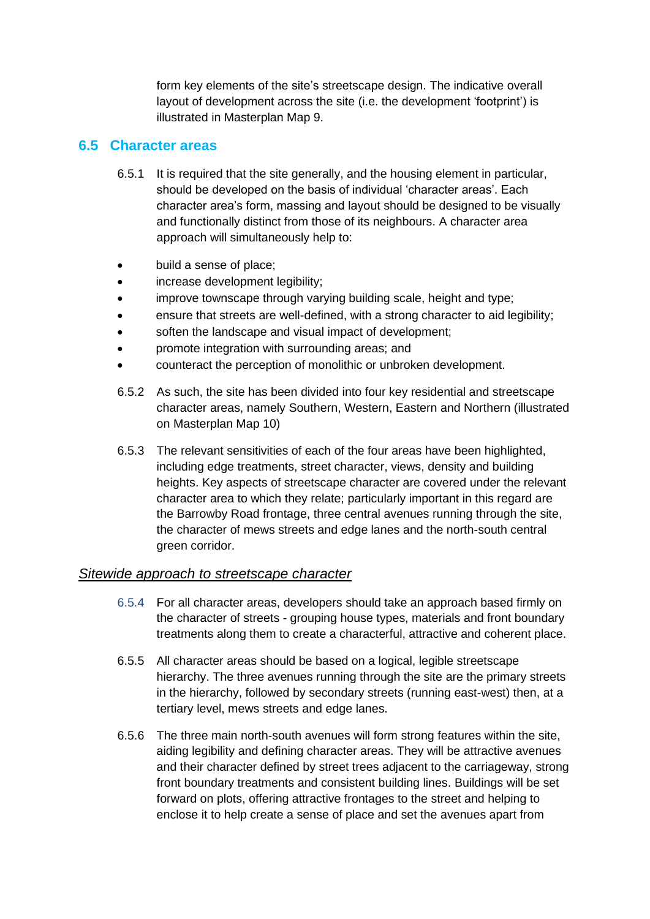form key elements of the site's streetscape design. The indicative overall layout of development across the site (i.e. the development 'footprint') is illustrated in Masterplan Map 9.

## 6.5 Character areas

6.5.1 It is required that the site generally, and the housing element in particular, should be developed on the basis of individual 'character areas'. Each character area's form, massing and layout should be designed to be visually and functionally distinct from those of its neighbours. A character area approach will simultaneously help to:

- build a sense of place;
- increase development legibility;
- improve townscape through varying building scale, height and type;
- ensure that streets are well-defined, with a strong character to aid legibility;
- soften the landscape and visual impact of development;
- promote integration with surrounding areas; and
- counteract the perception of monolithic or unbroken development.

6.5.2 As such, the site has been divided into four key residential and streetscape character areas, namely Southern, Western, Eastern and Northern (illustrated on Masterplan Map 10)

6.5.3 The relevant sensitivities of each of the four areas have been highlighted, including edge treatments, street character, views, density and building heights. Key aspects of streetscape character are covered under the relevant character area to which they relate; particularly important in this regard are the Barrowby Road frontage, three central avenues running through the site, the character of mews streets and edge lanes and the north-south central green corridor.

### Sitewide approach to streetscape character

6.5.4 For all character areas, developers should take an approach based firmly on the character of streets - grouping house types, materials and front boundary treatments along them to create a characterful, attractive and coherent place.

6.5.5 All character areas should be based on a logical, legible streetscape hierarchy. The three avenues running through the site are the primary streets in the hierarchy, followed by secondary streets (running east-west) then, at a tertiary level, mews streets and edge lanes.

6.5.6 The three main north-south avenues will form strong features within the site, aiding legibility and defining character areas. They will be attractive avenues and their character defined by street trees adjacent to the carriageway, strong front boundary treatments and consistent building lines. Buildings will be set forward on plots, offering attractive frontages to the street and helping to enclose it to help create a sense of place and set the avenues apart from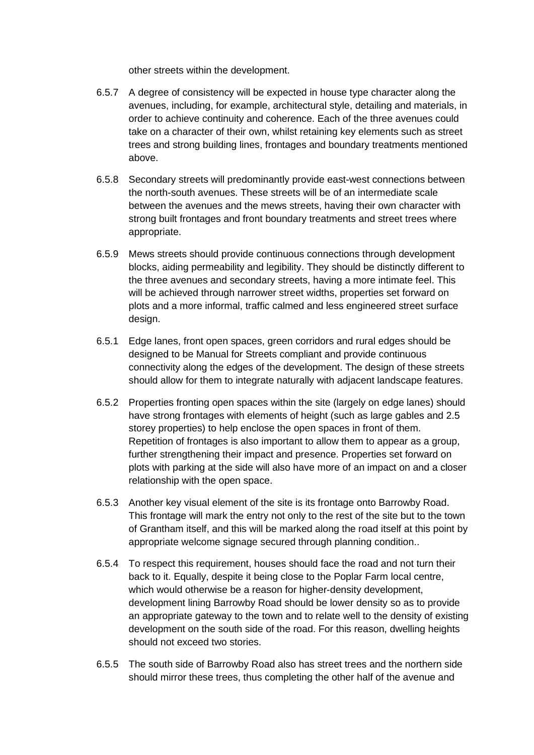other streets within the development.

6.5.7 A degree of consistency will be expected in house type character along the avenues, including, for example, architectural style, detailing and materials, in order to achieve continuity and coherence. Each of the three avenues could take on a character of their own, whilst retaining key elements such as street trees and strong building lines, frontages and boundary treatments mentioned above.

6.5.8 Secondary streets will predominantly provide east-west connections between the north-south avenues. These streets will be of an intermediate scale between the avenues and the mews streets, having their own character with strong built frontages and front boundary treatments and street trees where appropriate.

6.5.9 Mews streets should provide continuous connections through development blocks, aiding permeability and legibility. They should be distinctly different to the three avenues and secondary streets, having a more intimate feel. This will be achieved through narrower street widths, properties set forward on plots and a more informal, traffic calmed and less engineered street surface design.

6.5.1 Edge lanes, front open spaces, green corridors and rural edges should be designed to be Manual for Streets compliant and provide continuous connectivity along the edges of the development. The design of these streets should allow for them to integrate naturally with adjacent landscape features.

6.5.2 Properties fronting open spaces within the site (largely on edge lanes) should have strong frontages with elements of height (such as large gables and 2.5 storey properties) to help enclose the open spaces in front of them. Repetition of frontages is also important to allow them to appear as a group, further strengthening their impact and presence. Properties set forward on plots with parking at the side will also have more of an impact on and a closer relationship with the open space.

6.5.3 Another key visual element of the site is its frontage onto Barrowby Road. This frontage will mark the entry not only to the rest of the site but to the town of Grantham itself, and this will be marked along the road itself at this point by appropriate welcome signage secured through planning condition..

6.5.4 To respect this requirement, houses should face the road and not turn their back to it. Equally, despite it being close to the Poplar Farm local centre, which would otherwise be a reason for higher-density development, development lining Barrowby Road should be lower density so as to provide an appropriate gateway to the town and to relate well to the density of existing development on the south side of the road. For this reason, dwelling heights should not exceed two stories.

6.5.5 The south side of Barrowby Road also has street trees and the northern side should mirror these trees, thus completing the other half of the avenue and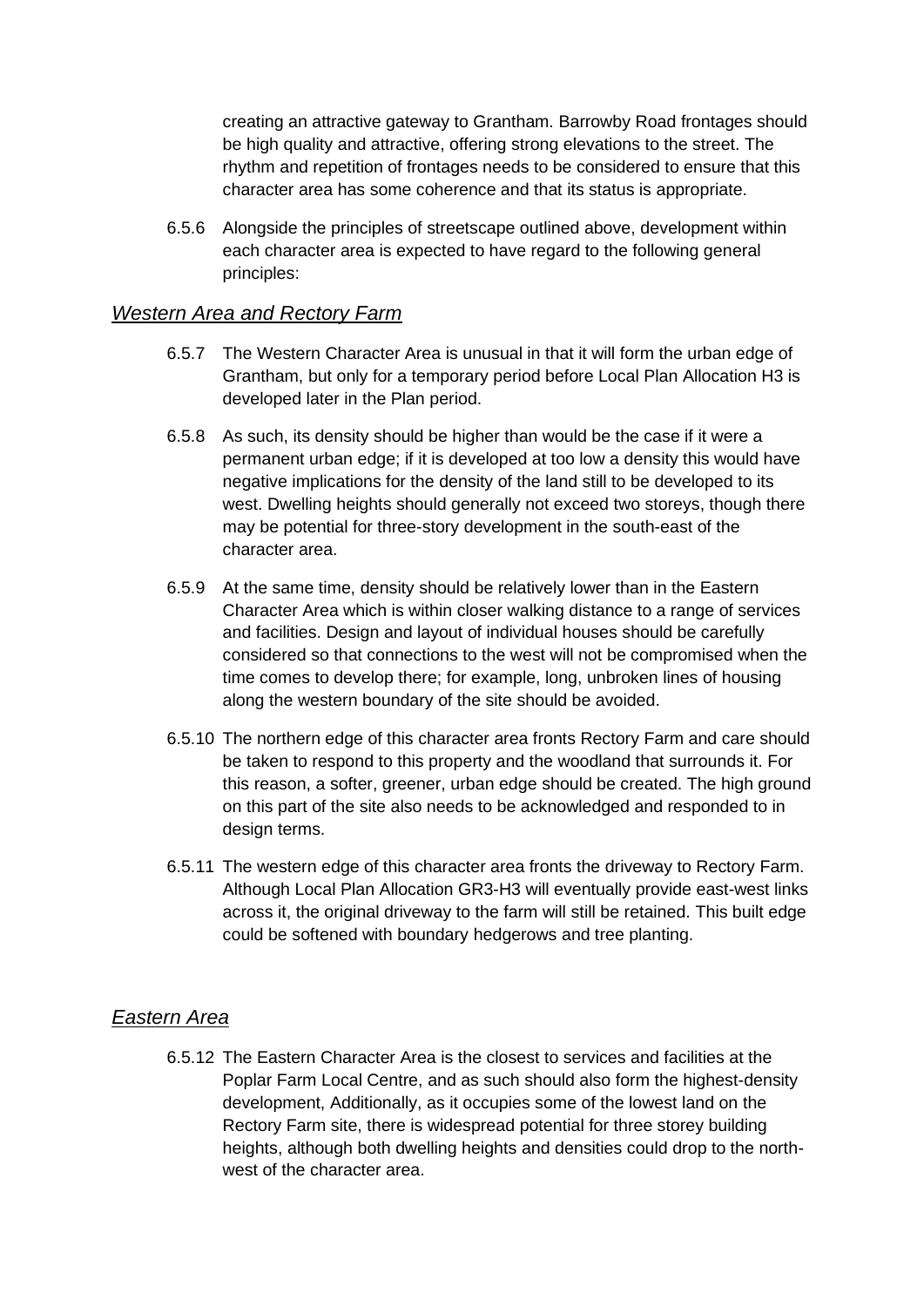creating an attractive gateway to Grantham. Barrowby Road frontages should be high quality and attractive, offering strong elevations to the street. The rhythm and repetition of frontages needs to be considered to ensure that this character area has some coherence and that its status is appropriate.

6.5.6 Alongside the principles of streetscape outlined above, development within each character area is expected to have regard to the following general principles:

## *Western Area and Rectory Farm*

6.5.7 The Western Character Area is unusual in that it will form the urban edge of Grantham, but only for a temporary period before Local Plan Allocation H3 is developed later in the Plan period.

6.5.8 As such, its density should be higher than would be the case if it were a permanent urban edge; if it is developed at too low a density this would have negative implications for the density of the land still to be developed to its west. Dwelling heights should generally not exceed two storeys, though there may be potential for three-story development in the south-east of the character area.

6.5.9 At the same time, density should be relatively lower than in the Eastern Character Area which is within closer walking distance to a range of services and facilities. Design and layout of individual houses should be carefully considered so that connections to the west will not be compromised when the time comes to develop there; for example, long, unbroken lines of housing along the western boundary of the site should be avoided.

6.5.10 The northern edge of this character area fronts Rectory Farm and care should be taken to respond to this property and the woodland that surrounds it. For this reason, a softer, greener, urban edge should be created. The high ground on this part of the site also needs to be acknowledged and responded to in design terms.

6.5.11 The western edge of this character area fronts the driveway to Rectory Farm. Although Local Plan Allocation GR3-H3 will eventually provide east-west links across it, the original driveway to the farm will still be retained. This built edge could be softened with boundary hedgerows and tree planting.

## *Eastern Area*

6.5.12 The Eastern Character Area is the closest to services and facilities at the Poplar Farm Local Centre, and as such should also form the highest-density development, Additionally, as it occupies some of the lowest land on the Rectory Farm site, there is widespread potential for three storey building heights, although both dwelling heights and densities could drop to the north-west of the character area.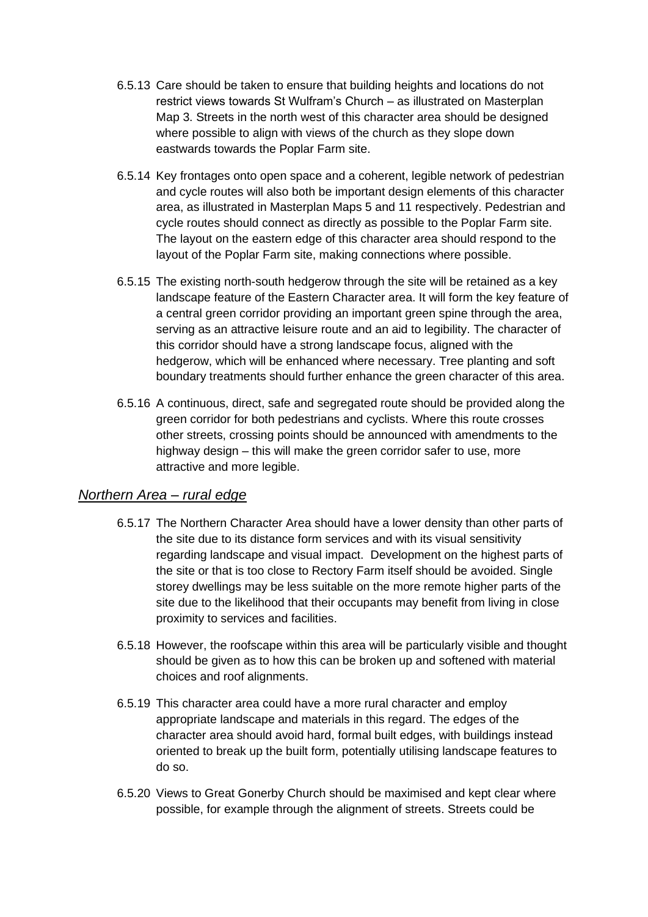6.5.13 Care should be taken to ensure that building heights and locations do not restrict views towards St Wulfram's Church – as illustrated on Masterplan Map 3. Streets in the north west of this character area should be designed where possible to align with views of the church as they slope down eastwards towards the Poplar Farm site.

6.5.14 Key frontages onto open space and a coherent, legible network of pedestrian and cycle routes will also both be important design elements of this character area, as illustrated in Masterplan Maps 5 and 11 respectively. Pedestrian and cycle routes should connect as directly as possible to the Poplar Farm site. The layout on the eastern edge of this character area should respond to the layout of the Poplar Farm site, making connections where possible.

6.5.15 The existing north-south hedgerow through the site will be retained as a key landscape feature of the Eastern Character area. It will form the key feature of a central green corridor providing an important green spine through the area, serving as an attractive leisure route and an aid to legibility. The character of this corridor should have a strong landscape focus, aligned with the hedgerow, which will be enhanced where necessary. Tree planting and soft boundary treatments should further enhance the green character of this area.

6.5.16 A continuous, direct, safe and segregated route should be provided along the green corridor for both pedestrians and cyclists. Where this route crosses other streets, crossing points should be announced with amendments to the highway design – this will make the green corridor safer to use, more attractive and more legible.

### *Northern Area – rural edge*

6.5.17 The Northern Character Area should have a lower density than other parts of the site due to its distance form services and with its visual sensitivity regarding landscape and visual impact. Development on the highest parts of the site or that is too close to Rectory Farm itself should be avoided. Single storey dwellings may be less suitable on the more remote higher parts of the site due to the likelihood that their occupants may benefit from living in close proximity to services and facilities.

6.5.18 However, the roofscape within this area will be particularly visible and thought should be given as to how this can be broken up and softened with material choices and roof alignments.

6.5.19 This character area could have a more rural character and employ appropriate landscape and materials in this regard. The edges of the character area should avoid hard, formal built edges, with buildings instead oriented to break up the built form, potentially utilising landscape features to do so.

6.5.20 Views to Great Gonerby Church should be maximised and kept clear where possible, for example through the alignment of streets. Streets could be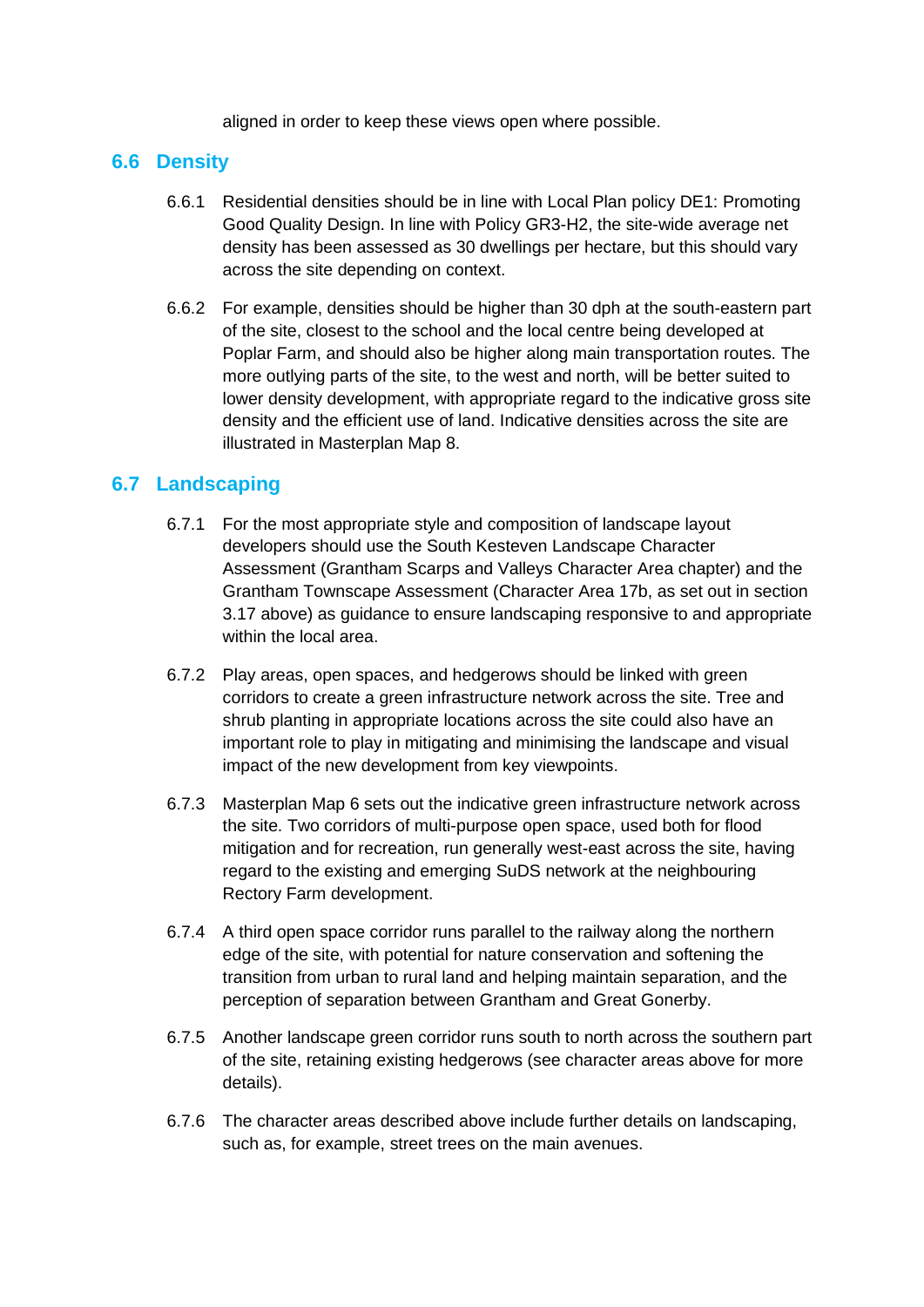aligned in order to keep these views open where possible.

## 6.6 Density

6.6.1 Residential densities should be in line with Local Plan policy DE1: Promoting Good Quality Design. In line with Policy GR3-H2, the site-wide average net density has been assessed as 30 dwellings per hectare, but this should vary across the site depending on context.

6.6.2 For example, densities should be higher than 30 dph at the south-eastern part of the site, closest to the school and the local centre being developed at Poplar Farm, and should also be higher along main transportation routes. The more outlying parts of the site, to the west and north, will be better suited to lower density development, with appropriate regard to the indicative gross site density and the efficient use of land. Indicative densities across the site are illustrated in Masterplan Map 8.

## 6.7 Landscaping

6.7.1 For the most appropriate style and composition of landscape layout developers should use the South Kesteven Landscape Character Assessment (Grantham Scarps and Valleys Character Area chapter) and the Grantham Townscape Assessment (Character Area 17b, as set out in section 3.17 above) as guidance to ensure landscaping responsive to and appropriate within the local area.

6.7.2 Play areas, open spaces, and hedgerows should be linked with green corridors to create a green infrastructure network across the site. Tree and shrub planting in appropriate locations across the site could also have an important role to play in mitigating and minimising the landscape and visual impact of the new development from key viewpoints.

6.7.3 Masterplan Map 6 sets out the indicative green infrastructure network across the site. Two corridors of multi-purpose open space, used both for flood mitigation and for recreation, run generally west-east across the site, having regard to the existing and emerging SuDS network at the neighbouring Rectory Farm development.

6.7.4 A third open space corridor runs parallel to the railway along the northern edge of the site, with potential for nature conservation and softening the transition from urban to rural land and helping maintain separation, and the perception of separation between Grantham and Great Gonerby.

6.7.5 Another landscape green corridor runs south to north across the southern part of the site, retaining existing hedgerows (see character areas above for more details).

6.7.6 The character areas described above include further details on landscaping, such as, for example, street trees on the main avenues.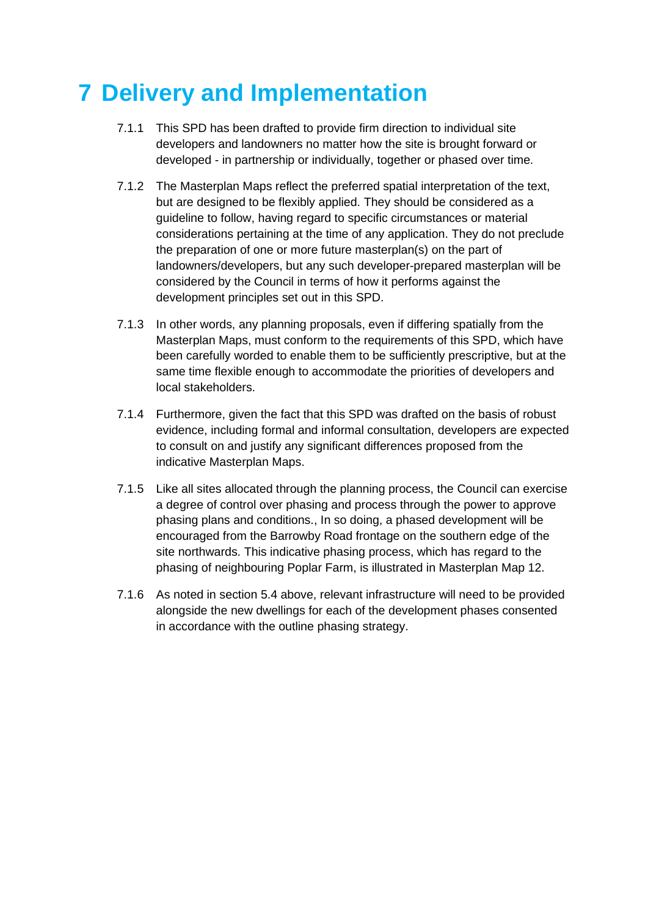# 7 Delivery and Implementation

7.1.1 This SPD has been drafted to provide firm direction to individual site developers and landowners no matter how the site is brought forward or developed - in partnership or individually, together or phased over time.

7.1.2 The Masterplan Maps reflect the preferred spatial interpretation of the text, but are designed to be flexibly applied. They should be considered as a guideline to follow, having regard to specific circumstances or material considerations pertaining at the time of any application. They do not preclude the preparation of one or more future masterplan(s) on the part of landowners/developers, but any such developer-prepared masterplan will be considered by the Council in terms of how it performs against the development principles set out in this SPD.

7.1.3 In other words, any planning proposals, even if differing spatially from the Masterplan Maps, must conform to the requirements of this SPD, which have been carefully worded to enable them to be sufficiently prescriptive, but at the same time flexible enough to accommodate the priorities of developers and local stakeholders.

7.1.4 Furthermore, given the fact that this SPD was drafted on the basis of robust evidence, including formal and informal consultation, developers are expected to consult on and justify any significant differences proposed from the indicative Masterplan Maps.

7.1.5 Like all sites allocated through the planning process, the Council can exercise a degree of control over phasing and process through the power to approve phasing plans and conditions., In so doing, a phased development will be encouraged from the Barrowby Road frontage on the southern edge of the site northwards. This indicative phasing process, which has regard to the phasing of neighbouring Poplar Farm, is illustrated in Masterplan Map 12.

7.1.6 As noted in section 5.4 above, relevant infrastructure will need to be provided alongside the new dwellings for each of the development phases consented in accordance with the outline phasing strategy.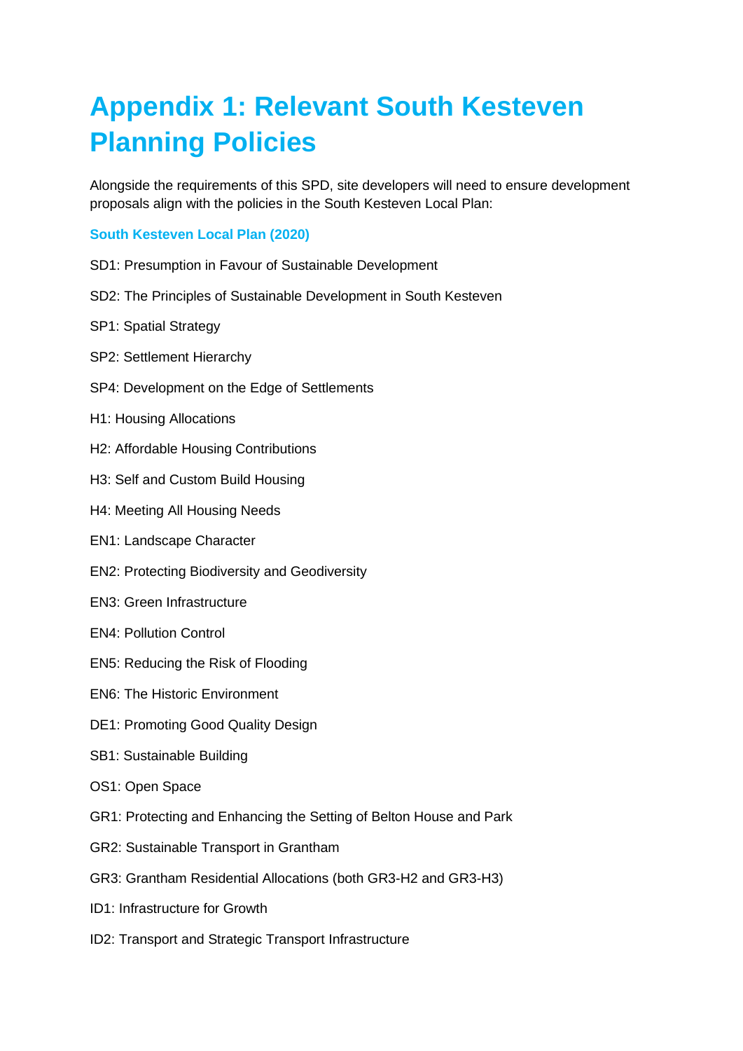# Appendix 1: Relevant South Kesteven Planning Policies

Alongside the requirements of this SPD, site developers will need to ensure development proposals align with the policies in the South Kesteven Local Plan:

### South Kesteven Local Plan (2020)

SD1: Presumption in Favour of Sustainable Development

SD2: The Principles of Sustainable Development in South Kesteven

SP1: Spatial Strategy

SP2: Settlement Hierarchy

SP4: Development on the Edge of Settlements

H1: Housing Allocations

H2: Affordable Housing Contributions

H3: Self and Custom Build Housing

H4: Meeting All Housing Needs

EN1: Landscape Character

EN2: Protecting Biodiversity and Geodiversity

EN3: Green Infrastructure

EN4: Pollution Control

EN5: Reducing the Risk of Flooding

EN6: The Historic Environment

DE1: Promoting Good Quality Design

SB1: Sustainable Building

OS1: Open Space

GR1: Protecting and Enhancing the Setting of Belton House and Park

GR2: Sustainable Transport in Grantham

GR3: Grantham Residential Allocations (both GR3-H2 and GR3-H3)

ID1: Infrastructure for Growth

ID2: Transport and Strategic Transport Infrastructure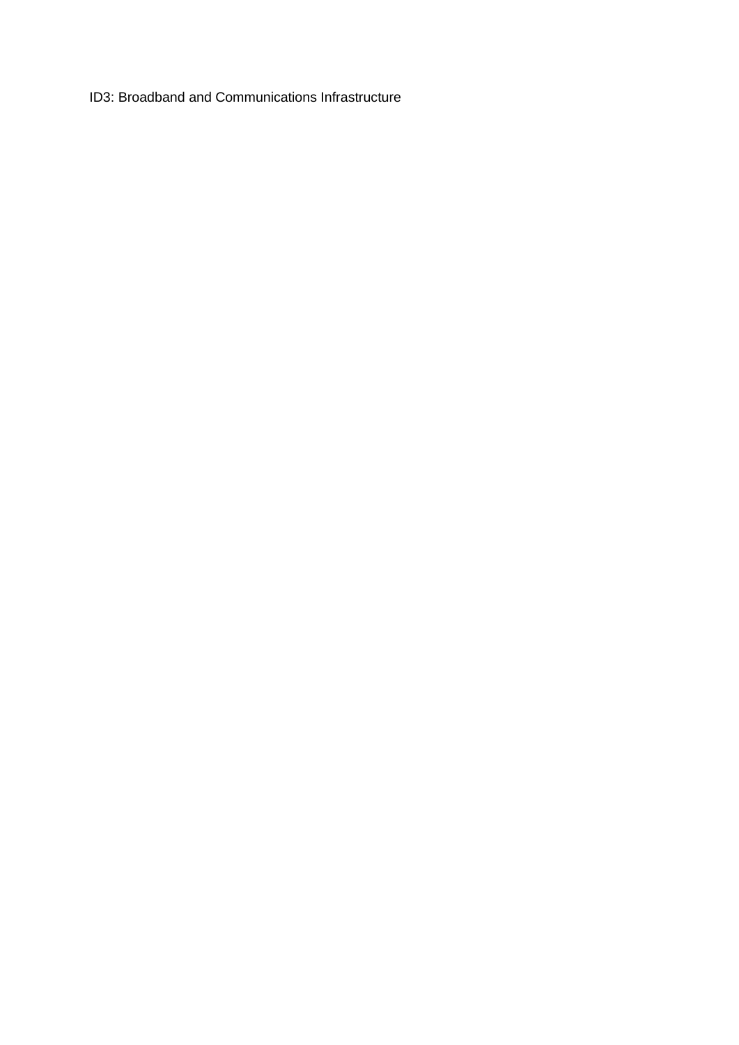ID3: Broadband and Communications Infrastructure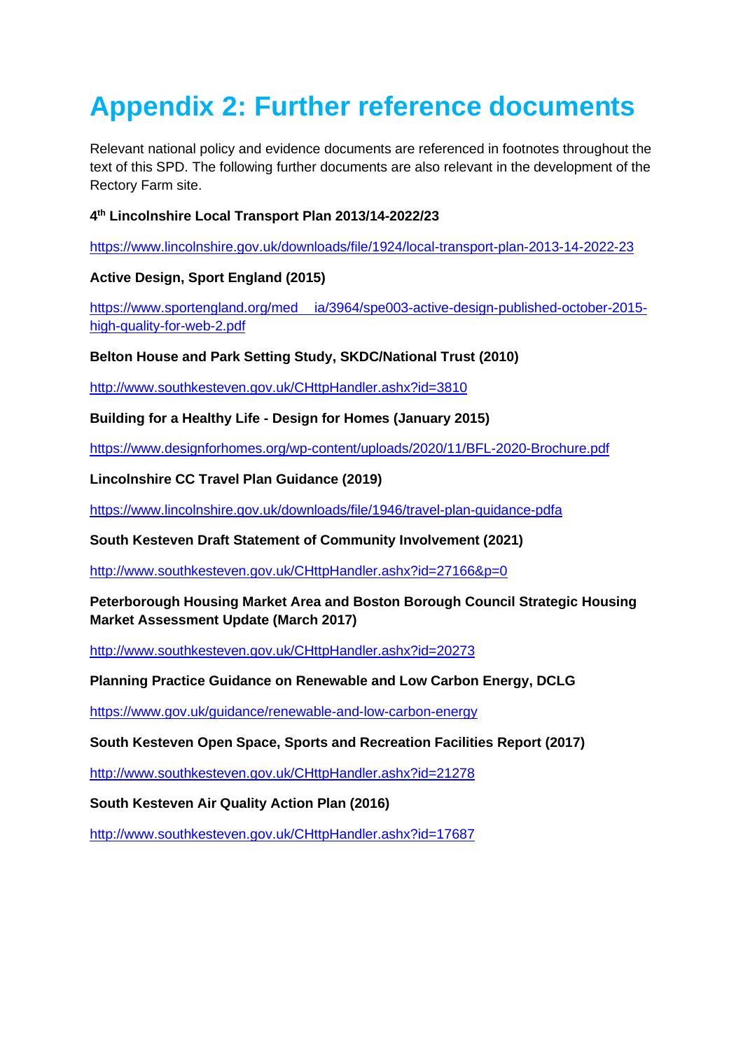# Appendix 2: Further reference documents

Relevant national policy and evidence documents are referenced in footnotes throughout the text of this SPD. The following further documents are also relevant in the development of the Rectory Farm site.

**4th Lincolnshire Local Transport Plan 2013/14-2022/23**

https://www.lincolnshire.gov.uk/downloads/file/1924/local-transport-plan-2013-14-2022-23

**Active Design, Sport England (2015)**

https://www.sportengland.org/med ia/3964/spe003-active-design-published-october-2015-high-quality-for-web-2.pdf

**Belton House and Park Setting Study, SKDC/National Trust (2010)**

http://www.southkesteven.gov.uk/CHttpHandler.ashx?id=3810

**Building for a Healthy Life - Design for Homes (January 2015)**

https://www.designforhomes.org/wp-content/uploads/2020/11/BFL-2020-Brochure.pdf

**Lincolnshire CC Travel Plan Guidance (2019)**

https://www.lincolnshire.gov.uk/downloads/file/1946/travel-plan-guidance-pdfa

**South Kesteven Draft Statement of Community Involvement (2021)**

http://www.southkesteven.gov.uk/CHttpHandler.ashx?id=27166&p=0

**Peterborough Housing Market Area and Boston Borough Council Strategic Housing Market Assessment Update (March 2017)**

http://www.southkesteven.gov.uk/CHttpHandler.ashx?id=20273

**Planning Practice Guidance on Renewable and Low Carbon Energy, DCLG**

https://www.gov.uk/guidance/renewable-and-low-carbon-energy

**South Kesteven Open Space, Sports and Recreation Facilities Report (2017)**

http://www.southkesteven.gov.uk/CHttpHandler.ashx?id=21278

**South Kesteven Air Quality Action Plan (2016)**

http://www.southkesteven.gov.uk/CHttpHandler.ashx?id=17687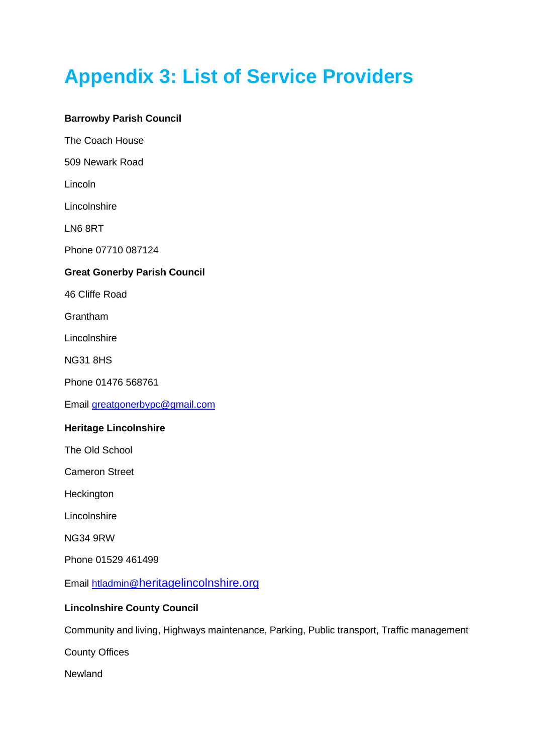# Appendix 3: List of Service Providers

**Barrowby Parish Council**

The Coach House

509 Newark Road

Lincoln

Lincolnshire

LN6 8RT

Phone 07710 087124

**Great Gonerby Parish Council**

46 Cliffe Road

Grantham

Lincolnshire

NG31 8HS

Phone 01476 568761

Email greatgonerbypc@gmail.com

**Heritage Lincolnshire**

The Old School

Cameron Street

Heckington

Lincolnshire

NG34 9RW

Phone 01529 461499

Email htladmin@heritagelincolnshire.org

**Lincolnshire County Council**

Community and living, Highways maintenance, Parking, Public transport, Traffic management

County Offices

Newland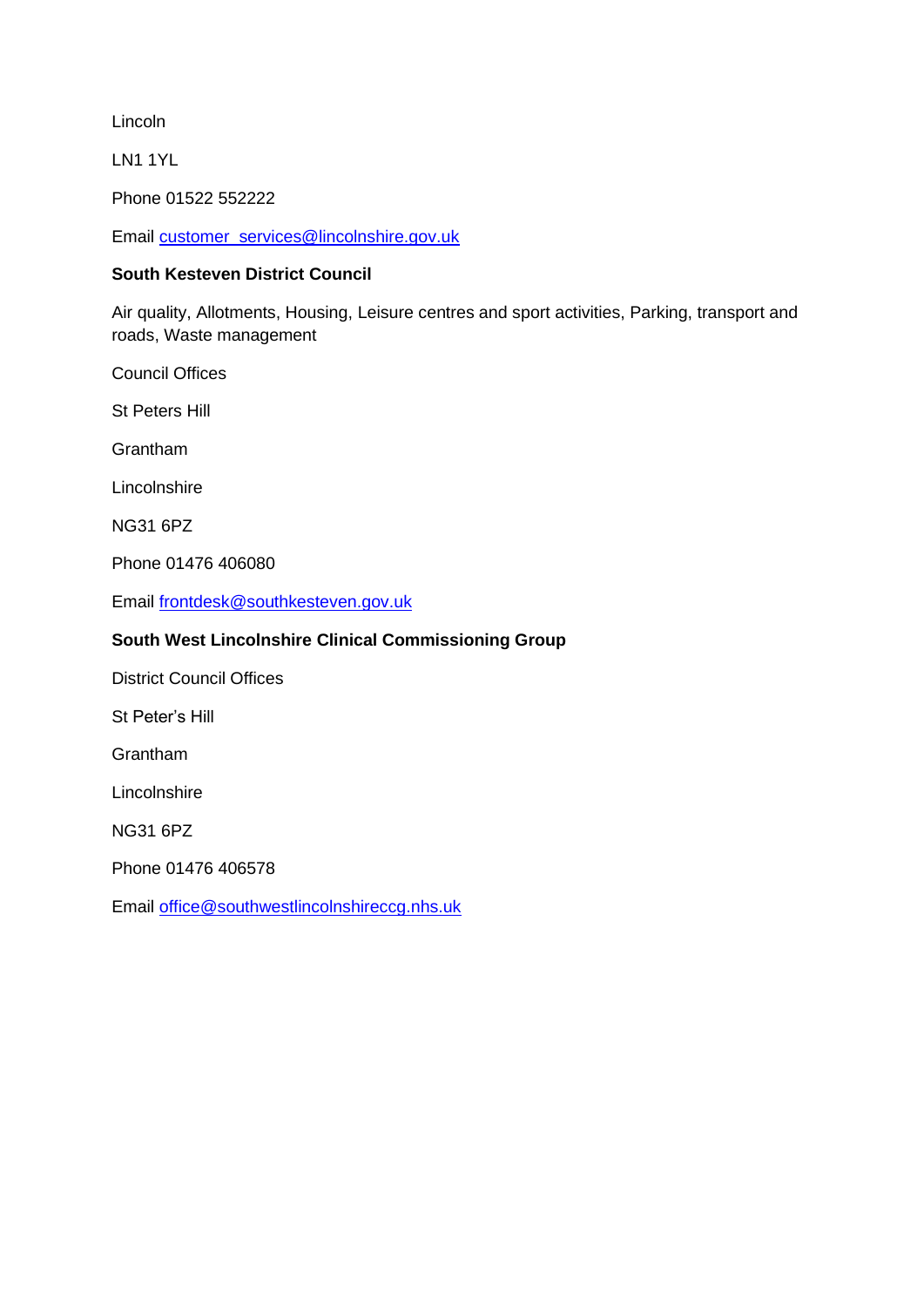Lincoln

LN1 1YL

Phone 01522 552222

Email customer_services@lincolnshire.gov.uk

**South Kesteven District Council**

Air quality, Allotments, Housing, Leisure centres and sport activities, Parking, transport and roads, Waste management

Council Offices

St Peters Hill

Grantham

Lincolnshire

NG31 6PZ

Phone 01476 406080

Email frontdesk@southkesteven.gov.uk

**South West Lincolnshire Clinical Commissioning Group**

District Council Offices

St Peter's Hill

Grantham

Lincolnshire

NG31 6PZ

Phone 01476 406578

Email office@southwestlincolnshireccg.nhs.uk